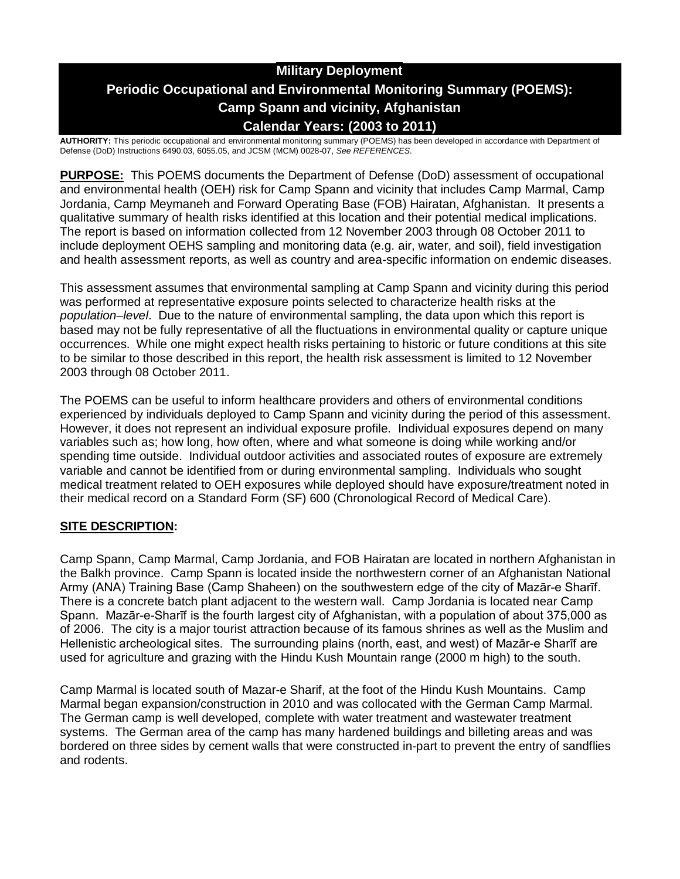# Military Deployment

# Periodic Occupational and Environmental Monitoring Summary (POEMS): Camp Spann and vicinity, Afghanistan

# Calendar Years: (2003 to 2011)

**AUTHORITY:** This periodic occupational and environmental monitoring summary (POEMS) has been developed in accordance with Department of Defense (DoD) Instructions 6490.03, 6055.05, and JCSM (MCM) 0028-07, *See REFERENCES.*

**PURPOSE:** This POEMS documents the Department of Defense (DoD) assessment of occupational and environmental health (OEH) risk for Camp Spann and vicinity that includes Camp Marmal, Camp Jordania, Camp Meymaneh and Forward Operating Base (FOB) Hairatan, Afghanistan. It presents a qualitative summary of health risks identified at this location and their potential medical implications. The report is based on information collected from 12 November 2003 through 08 October 2011 to include deployment OEHS sampling and monitoring data (e.g. air, water, and soil), field investigation and health assessment reports, as well as country and area-specific information on endemic diseases.

This assessment assumes that environmental sampling at Camp Spann and vicinity during this period was performed at representative exposure points selected to characterize health risks at the *population–level*. Due to the nature of environmental sampling, the data upon which this report is based may not be fully representative of all the fluctuations in environmental quality or capture unique occurrences. While one might expect health risks pertaining to historic or future conditions at this site to be similar to those described in this report, the health risk assessment is limited to 12 November 2003 through 08 October 2011.

The POEMS can be useful to inform healthcare providers and others of environmental conditions experienced by individuals deployed to Camp Spann and vicinity during the period of this assessment. However, it does not represent an individual exposure profile. Individual exposures depend on many variables such as; how long, how often, where and what someone is doing while working and/or spending time outside. Individual outdoor activities and associated routes of exposure are extremely variable and cannot be identified from or during environmental sampling. Individuals who sought medical treatment related to OEH exposures while deployed should have exposure/treatment noted in their medical record on a Standard Form (SF) 600 (Chronological Record of Medical Care).

**SITE DESCRIPTION:**

Camp Spann, Camp Marmal, Camp Jordania, and FOB Hairatan are located in northern Afghanistan in the Balkh province. Camp Spann is located inside the northwestern corner of an Afghanistan National Army (ANA) Training Base (Camp Shaheen) on the southwestern edge of the city of Mazār-e Sharīf. There is a concrete batch plant adjacent to the western wall. Camp Jordania is located near Camp Spann. Mazār-e-Sharīf is the fourth largest city of Afghanistan, with a population of about 375,000 as of 2006. The city is a major tourist attraction because of its famous shrines as well as the Muslim and Hellenistic archeological sites. The surrounding plains (north, east, and west) of Mazār-e Sharīf are used for agriculture and grazing with the Hindu Kush Mountain range (2000 m high) to the south.

Camp Marmal is located south of Mazar-e Sharif, at the foot of the Hindu Kush Mountains. Camp Marmal began expansion/construction in 2010 and was collocated with the German Camp Marmal. The German camp is well developed, complete with water treatment and wastewater treatment systems. The German area of the camp has many hardened buildings and billeting areas and was bordered on three sides by cement walls that were constructed in-part to prevent the entry of sandflies and rodents.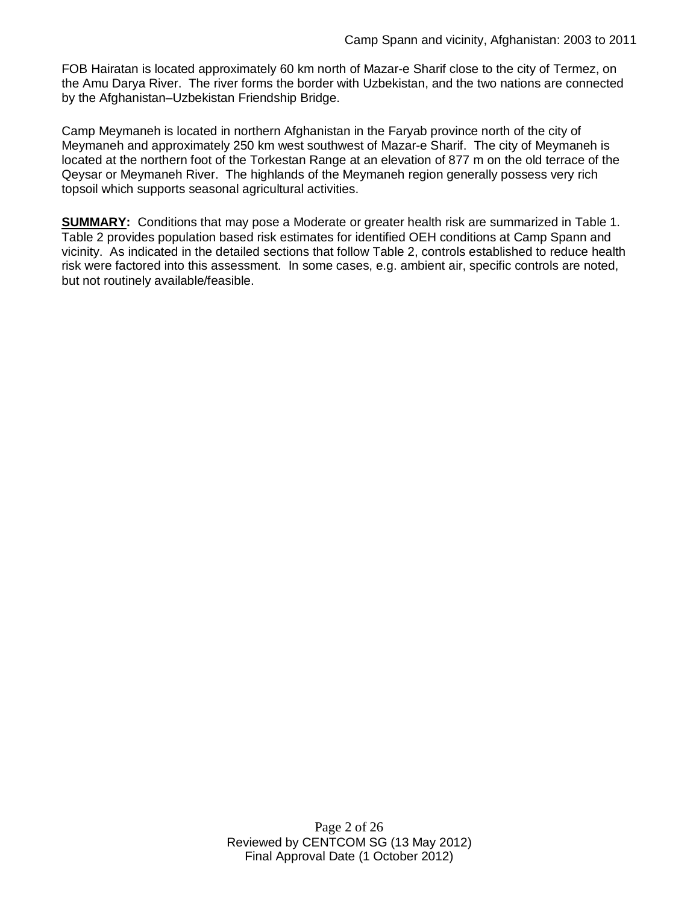FOB Hairatan is located approximately 60 km north of Mazar-e Sharif close to the city of Termez, on the Amu Darya River. The river forms the border with Uzbekistan, and the two nations are connected by the Afghanistan–Uzbekistan Friendship Bridge.

Camp Meymaneh is located in northern Afghanistan in the Faryab province north of the city of Meymaneh and approximately 250 km west southwest of Mazar-e Sharif. The city of Meymaneh is located at the northern foot of the Torkestan Range at an elevation of 877 m on the old terrace of the Qeysar or Meymaneh River. The highlands of the Meymaneh region generally possess very rich topsoil which supports seasonal agricultural activities.

**SUMMARY:** Conditions that may pose a Moderate or greater health risk are summarized in Table 1. Table 2 provides population based risk estimates for identified OEH conditions at Camp Spann and vicinity. As indicated in the detailed sections that follow Table 2, controls established to reduce health risk were factored into this assessment. In some cases, e.g. ambient air, specific controls are noted, but not routinely available/feasible.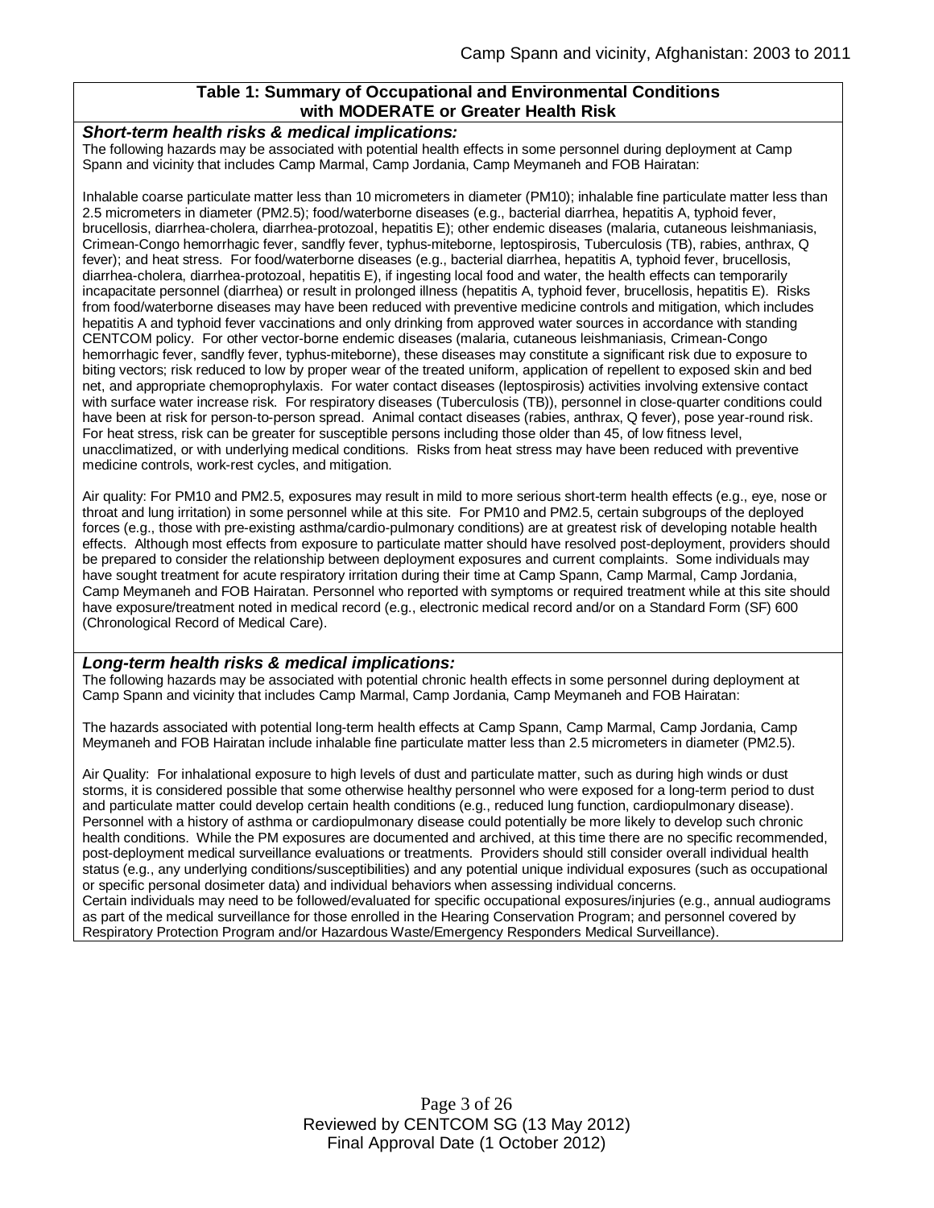## Table 1: Summary of Occupational and Environmental Conditions with MODERATE or Greater Health Risk

***Short-term health risks & medical implications:***

The following hazards may be associated with potential health effects in some personnel during deployment at Camp Spann and vicinity that includes Camp Marmal, Camp Jordania, Camp Meymaneh and FOB Hairatan:

Inhalable coarse particulate matter less than 10 micrometers in diameter (PM10); inhalable fine particulate matter less than 2.5 micrometers in diameter (PM2.5); food/waterborne diseases (e.g., bacterial diarrhea, hepatitis A, typhoid fever, brucellosis, diarrhea-cholera, diarrhea-protozoal, hepatitis E); other endemic diseases (malaria, cutaneous leishmaniasis, Crimean-Congo hemorrhagic fever, sandfly fever, typhus-miteborne, leptospirosis, Tuberculosis (TB), rabies, anthrax, Q fever); and heat stress. For food/waterborne diseases (e.g., bacterial diarrhea, hepatitis A, typhoid fever, brucellosis, diarrhea-cholera, diarrhea-protozoal, hepatitis E), if ingesting local food and water, the health effects can temporarily incapacitate personnel (diarrhea) or result in prolonged illness (hepatitis A, typhoid fever, brucellosis, hepatitis E). Risks from food/waterborne diseases may have been reduced with preventive medicine controls and mitigation, which includes hepatitis A and typhoid fever vaccinations and only drinking from approved water sources in accordance with standing CENTCOM policy. For other vector-borne endemic diseases (malaria, cutaneous leishmaniasis, Crimean-Congo hemorrhagic fever, sandfly fever, typhus-miteborne), these diseases may constitute a significant risk due to exposure to biting vectors; risk reduced to low by proper wear of the treated uniform, application of repellent to exposed skin and bed net, and appropriate chemoprophylaxis. For water contact diseases (leptospirosis) activities involving extensive contact with surface water increase risk. For respiratory diseases (Tuberculosis (TB)), personnel in close-quarter conditions could have been at risk for person-to-person spread. Animal contact diseases (rabies, anthrax, Q fever), pose year-round risk. For heat stress, risk can be greater for susceptible persons including those older than 45, of low fitness level, unacclimatized, or with underlying medical conditions. Risks from heat stress may have been reduced with preventive medicine controls, work-rest cycles, and mitigation.

Air quality: For PM10 and PM2.5, exposures may result in mild to more serious short-term health effects (e.g., eye, nose or throat and lung irritation) in some personnel while at this site. For PM10 and PM2.5, certain subgroups of the deployed forces (e.g., those with pre-existing asthma/cardio-pulmonary conditions) are at greatest risk of developing notable health effects. Although most effects from exposure to particulate matter should have resolved post-deployment, providers should be prepared to consider the relationship between deployment exposures and current complaints. Some individuals may have sought treatment for acute respiratory irritation during their time at Camp Spann, Camp Marmal, Camp Jordania, Camp Meymaneh and FOB Hairatan. Personnel who reported with symptoms or required treatment while at this site should have exposure/treatment noted in medical record (e.g., electronic medical record and/or on a Standard Form (SF) 600 (Chronological Record of Medical Care).

***Long-term health risks & medical implications:***

The following hazards may be associated with potential chronic health effects in some personnel during deployment at Camp Spann and vicinity that includes Camp Marmal, Camp Jordania, Camp Meymaneh and FOB Hairatan:

The hazards associated with potential long-term health effects at Camp Spann, Camp Marmal, Camp Jordania, Camp Meymaneh and FOB Hairatan include inhalable fine particulate matter less than 2.5 micrometers in diameter (PM2.5).

Air Quality: For inhalational exposure to high levels of dust and particulate matter, such as during high winds or dust storms, it is considered possible that some otherwise healthy personnel who were exposed for a long-term period to dust and particulate matter could develop certain health conditions (e.g., reduced lung function, cardiopulmonary disease). Personnel with a history of asthma or cardiopulmonary disease could potentially be more likely to develop such chronic health conditions. While the PM exposures are documented and archived, at this time there are no specific recommended, post-deployment medical surveillance evaluations or treatments. Providers should still consider overall individual health status (e.g., any underlying conditions/susceptibilities) and any potential unique individual exposures (such as occupational or specific personal dosimeter data) and individual behaviors when assessing individual concerns.

Certain individuals may need to be followed/evaluated for specific occupational exposures/injuries (e.g., annual audiograms as part of the medical surveillance for those enrolled in the Hearing Conservation Program; and personnel covered by Respiratory Protection Program and/or Hazardous Waste/Emergency Responders Medical Surveillance).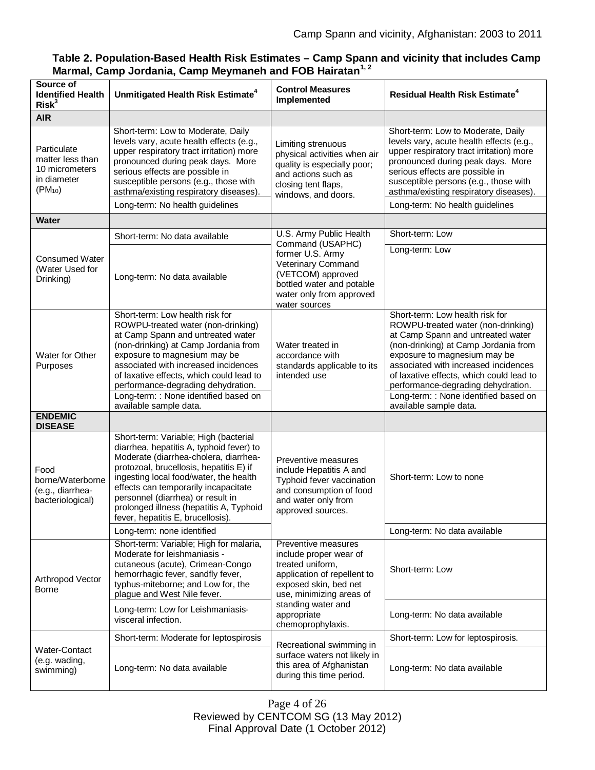**Table 2. Population-Based Health Risk Estimates – Camp Spann and vicinity that includes Camp Marmal, Camp Jordania, Camp Meymaneh and FOB Hairatan[1, 2]**

| Source of Identified Health Risk[3] | Unmitigated Health Risk Estimate[4] | Control Measures Implemented | Residual Health Risk Estimate[4] |
|---|---|---|---|
| **AIR** | | | |
| Particulate matter less than 10 micrometers in diameter ($PM_{10}$) | Short-term: Low to Moderate, Daily levels vary, acute health effects (e.g., upper respiratory tract irritation) more pronounced during peak days. More serious effects are possible in susceptible persons (e.g., those with asthma/existing respiratory diseases). | Limiting strenuous physical activities when air quality is especially poor; and actions such as closing tent flaps, windows, and doors. | Short-term: Low to Moderate, Daily levels vary, acute health effects (e.g., upper respiratory tract irritation) more pronounced during peak days. More serious effects are possible in susceptible persons (e.g., those with asthma/existing respiratory diseases). |
| | Long-term: No health guidelines | | Long-term: No health guidelines |
| **Water** | | | |
| Consumed Water (Water Used for Drinking) | Short-term: No data available | U.S. Army Public Health Command (USAPHC) former U.S. Army Veterinary Command (VETCOM) approved bottled water and potable water only from approved water sources | Short-term: Low |
| | Long-term: No data available | | Long-term: Low |
| Water for Other Purposes | Short-term: Low health risk for ROWPU-treated water (non-drinking) at Camp Spann and untreated water (non-drinking) at Camp Jordania from exposure to magnesium may be associated with increased incidences of laxative effects, which could lead to performance-degrading dehydration. | Water treated in accordance with standards applicable to its intended use | Short-term: Low health risk for ROWPU-treated water (non-drinking) at Camp Spann and untreated water (non-drinking) at Camp Jordania from exposure to magnesium may be associated with increased incidences of laxative effects, which could lead to performance-degrading dehydration. |
| | Long-term: : None identified based on available sample data. | | Long-term: : None identified based on available sample data. |
| **ENDEMIC DISEASE** | | | |
| Food borne/Waterborne (e.g., diarrhea-bacteriological) | Short-term: Variable; High (bacterial diarrhea, hepatitis A, typhoid fever) to Moderate (diarrhea-cholera, diarrhea-protozoal, brucellosis, hepatitis E) if ingesting local food/water, the health effects can temporarily incapacitate personnel (diarrhea) or result in prolonged illness (hepatitis A, Typhoid fever, hepatitis E, brucellosis). | Preventive measures include Hepatitis A and Typhoid fever vaccination and consumption of food and water only from approved sources. | Short-term: Low to none |
| | Long-term: none identified | | Long-term: No data available |
| Arthropod Vector Borne | Short-term: Variable; High for malaria, Moderate for leishmaniasis - cutaneous (acute), Crimean-Congo hemorrhagic fever, sandfly fever, typhus-miteborne; and Low for, the plague and West Nile fever. | Preventive measures include proper wear of treated uniform, application of repellent to exposed skin, bed net use, minimizing areas of standing water and appropriate chemoprophylaxis. | Short-term: Low |
| | Long-term: Low for Leishmaniasis-visceral infection. | | Long-term: No data available |
| Water-Contact (e.g. wading, swimming) | Short-term: Moderate for leptospirosis | Recreational swimming in surface waters not likely in this area of Afghanistan during this time period. | Short-term: Low for leptospirosis. |
| | Long-term: No data available | | Long-term: No data available |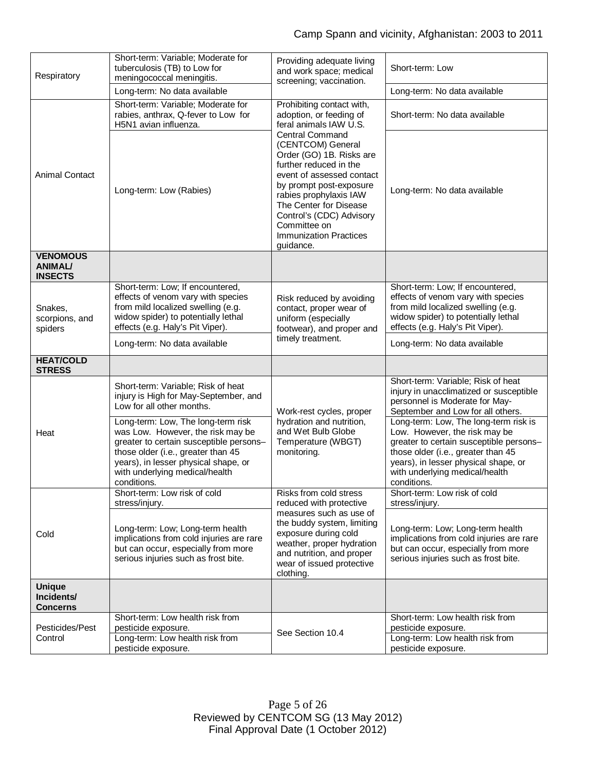| | | | |
|---|---|---|---|
| Respiratory | Short-term: Variable; Moderate for tuberculosis (TB) to Low for meningococcal meningitis. | Providing adequate living and work space; medical screening; vaccination. | Short-term: Low |
| | Long-term: No data available | | Long-term: No data available |
| Animal Contact | Short-term: Variable; Moderate for rabies, anthrax, Q-fever to Low for H5N1 avian influenza. | Prohibiting contact with, adoption, or feeding of feral animals IAW U.S. Central Command (CENTCOM) General Order (GO) 1B. Risks are further reduced in the event of assessed contact by prompt post-exposure rabies prophylaxis IAW The Center for Disease Control's (CDC) Advisory Committee on Immunization Practices guidance. | Short-term: No data available |
| | Long-term: Low (Rabies) | | Long-term: No data available |
| **VENOMOUS ANIMAL/ INSECTS** | | | |
| Snakes, scorpions, and spiders | Short-term: Low; If encountered, effects of venom vary with species from mild localized swelling (e.g. widow spider) to potentially lethal effects (e.g. Haly's Pit Viper). | Risk reduced by avoiding contact, proper wear of uniform (especially footwear), and proper and timely treatment. | Short-term: Low; If encountered, effects of venom vary with species from mild localized swelling (e.g. widow spider) to potentially lethal effects (e.g. Haly's Pit Viper). |
| | Long-term: No data available | | Long-term: No data available |
| **HEAT/COLD STRESS** | | | |
| Heat | Short-term: Variable; Risk of heat injury is High for May-September, and Low for all other months. | Work-rest cycles, proper hydration and nutrition, and Wet Bulb Globe Temperature (WBGT) monitoring. | Short-term: Variable; Risk of heat injury in unacclimatized or susceptible personnel is Moderate for May-September and Low for all others. |
| | Long-term: Low, The long-term risk was Low. However, the risk may be greater to certain susceptible persons– those older (i.e., greater than 45 years), in lesser physical shape, or with underlying medical/health conditions. | | Long-term: Low, The long-term risk is Low. However, the risk may be greater to certain susceptible persons– those older (i.e., greater than 45 years), in lesser physical shape, or with underlying medical/health conditions. |
| Cold | Short-term: Low risk of cold stress/injury. | Risks from cold stress reduced with protective measures such as use of the buddy system, limiting exposure during cold weather, proper hydration and nutrition, and proper wear of issued protective clothing. | Short-term: Low risk of cold stress/injury. |
| | Long-term: Low; Long-term health implications from cold injuries are rare but can occur, especially from more serious injuries such as frost bite. | | Long-term: Low; Long-term health implications from cold injuries are rare but can occur, especially from more serious injuries such as frost bite. |
| **Unique Incidents/ Concerns** | | | |
| Pesticides/Pest Control | Short-term: Low health risk from pesticide exposure. | See Section 10.4 | Short-term: Low health risk from pesticide exposure. |
| | Long-term: Low health risk from pesticide exposure. | | Long-term: Low health risk from pesticide exposure. |

Reviewed by CENTCOM SG (13 May 2012)
Final Approval Date (1 October 2012)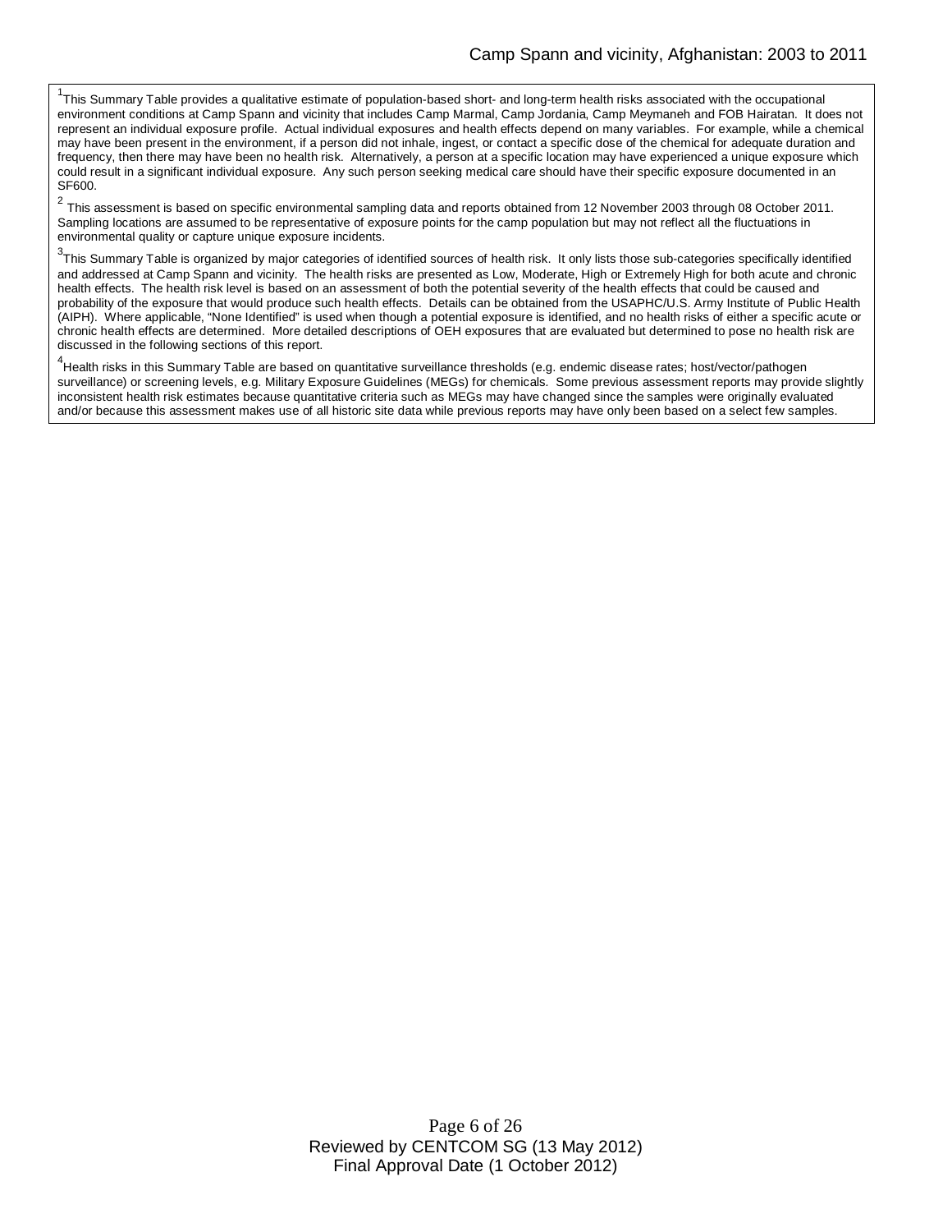[1]This Summary Table provides a qualitative estimate of population-based short- and long-term health risks associated with the occupational environment conditions at Camp Spann and vicinity that includes Camp Marmal, Camp Jordania, Camp Meymaneh and FOB Hairatan. It does not represent an individual exposure profile. Actual individual exposures and health effects depend on many variables. For example, while a chemical may have been present in the environment, if a person did not inhale, ingest, or contact a specific dose of the chemical for adequate duration and frequency, then there may have been no health risk. Alternatively, a person at a specific location may have experienced a unique exposure which could result in a significant individual exposure. Any such person seeking medical care should have their specific exposure documented in an SF600.

[2] This assessment is based on specific environmental sampling data and reports obtained from 12 November 2003 through 08 October 2011. Sampling locations are assumed to be representative of exposure points for the camp population but may not reflect all the fluctuations in environmental quality or capture unique exposure incidents.

[3]This Summary Table is organized by major categories of identified sources of health risk. It only lists those sub-categories specifically identified and addressed at Camp Spann and vicinity. The health risks are presented as Low, Moderate, High or Extremely High for both acute and chronic health effects. The health risk level is based on an assessment of both the potential severity of the health effects that could be caused and probability of the exposure that would produce such health effects. Details can be obtained from the USAPHC/U.S. Army Institute of Public Health (AIPH). Where applicable, "None Identified" is used when though a potential exposure is identified, and no health risks of either a specific acute or chronic health effects are determined. More detailed descriptions of OEH exposures that are evaluated but determined to pose no health risk are discussed in the following sections of this report.

[4]Health risks in this Summary Table are based on quantitative surveillance thresholds (e.g. endemic disease rates; host/vector/pathogen surveillance) or screening levels, e.g. Military Exposure Guidelines (MEGs) for chemicals. Some previous assessment reports may provide slightly inconsistent health risk estimates because quantitative criteria such as MEGs may have changed since the samples were originally evaluated and/or because this assessment makes use of all historic site data while previous reports may have only been based on a select few samples.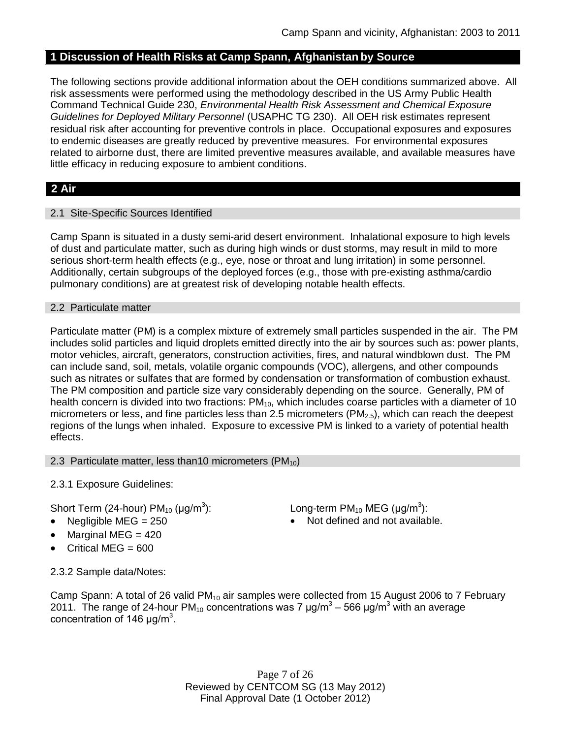## 1 Discussion of Health Risks at Camp Spann, Afghanistan by Source

The following sections provide additional information about the OEH conditions summarized above. All risk assessments were performed using the methodology described in the US Army Public Health Command Technical Guide 230, *Environmental Health Risk Assessment and Chemical Exposure Guidelines for Deployed Military Personnel* (USAPHC TG 230). All OEH risk estimates represent residual risk after accounting for preventive controls in place. Occupational exposures and exposures to endemic diseases are greatly reduced by preventive measures. For environmental exposures related to airborne dust, there are limited preventive measures available, and available measures have little efficacy in reducing exposure to ambient conditions.

## 2 Air

### 2.1 Site-Specific Sources Identified

Camp Spann is situated in a dusty semi-arid desert environment. Inhalational exposure to high levels of dust and particulate matter, such as during high winds or dust storms, may result in mild to more serious short-term health effects (e.g., eye, nose or throat and lung irritation) in some personnel. Additionally, certain subgroups of the deployed forces (e.g., those with pre-existing asthma/cardio pulmonary conditions) are at greatest risk of developing notable health effects.

### 2.2 Particulate matter

Particulate matter (PM) is a complex mixture of extremely small particles suspended in the air. The PM includes solid particles and liquid droplets emitted directly into the air by sources such as: power plants, motor vehicles, aircraft, generators, construction activities, fires, and natural windblown dust. The PM can include sand, soil, metals, volatile organic compounds (VOC), allergens, and other compounds such as nitrates or sulfates that are formed by condensation or transformation of combustion exhaust. The PM composition and particle size vary considerably depending on the source. Generally, PM of health concern is divided into two fractions: $PM_{10}$, which includes coarse particles with a diameter of 10 micrometers or less, and fine particles less than 2.5 micrometers ($PM_{2.5}$), which can reach the deepest regions of the lungs when inhaled. Exposure to excessive PM is linked to a variety of potential health effects.

### 2.3 Particulate matter, less than10 micrometers ($PM_{10}$)

2.3.1 Exposure Guidelines:

Short Term (24-hour) $PM_{10}$ (μg/m$^3$):

- Negligible MEG = 250
- Marginal MEG = 420
- Critical MEG = 600

Long-term $PM_{10}$ MEG (μg/m$^3$):

- Not defined and not available.

2.3.2 Sample data/Notes:

Camp Spann: A total of 26 valid $PM_{10}$ air samples were collected from 15 August 2006 to 7 February 2011. The range of 24-hour $PM_{10}$ concentrations was 7 μg/m$^3$ – 566 μg/m$^3$ with an average concentration of 146 μg/m$^3$.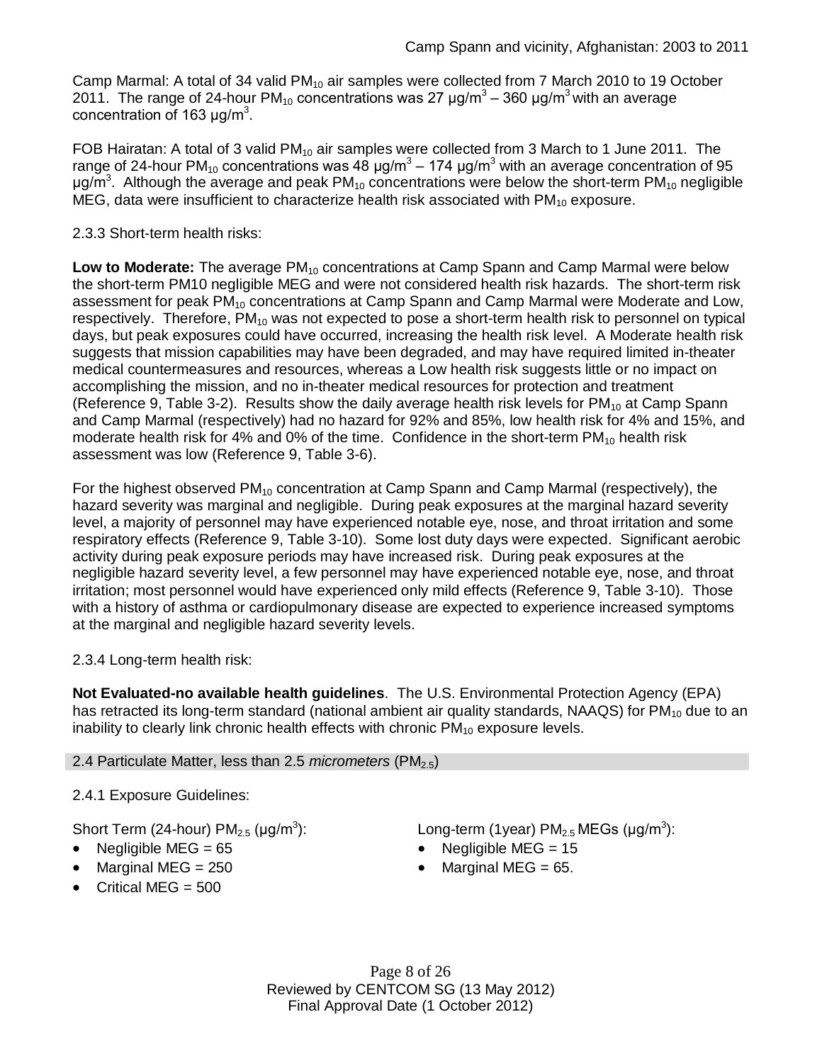Camp Marmal: A total of 34 valid $PM_{10}$ air samples were collected from 7 March 2010 to 19 October 2011. The range of 24-hour $PM_{10}$ concentrations was 27 μg/m$^3$ – 360 μg/m$^3$ with an average concentration of 163 μg/m$^3$.

FOB Hairatan: A total of 3 valid $PM_{10}$ air samples were collected from 3 March to 1 June 2011. The range of 24-hour $PM_{10}$ concentrations was 48 μg/m$^3$ – 174 μg/m$^3$ with an average concentration of 95 μg/m$^3$. Although the average and peak $PM_{10}$ concentrations were below the short-term $PM_{10}$ negligible MEG, data were insufficient to characterize health risk associated with $PM_{10}$ exposure.

2.3.3 Short-term health risks:

**Low to Moderate:** The average $PM_{10}$ concentrations at Camp Spann and Camp Marmal were below the short-term PM10 negligible MEG and were not considered health risk hazards. The short-term risk assessment for peak $PM_{10}$ concentrations at Camp Spann and Camp Marmal were Moderate and Low, respectively. Therefore, $PM_{10}$ was not expected to pose a short-term health risk to personnel on typical days, but peak exposures could have occurred, increasing the health risk level. A Moderate health risk suggests that mission capabilities may have been degraded, and may have required limited in-theater medical countermeasures and resources, whereas a Low health risk suggests little or no impact on accomplishing the mission, and no in-theater medical resources for protection and treatment (Reference 9, Table 3-2). Results show the daily average health risk levels for $PM_{10}$ at Camp Spann and Camp Marmal (respectively) had no hazard for 92% and 85%, low health risk for 4% and 15%, and moderate health risk for 4% and 0% of the time. Confidence in the short-term $PM_{10}$ health risk assessment was low (Reference 9, Table 3-6).

For the highest observed $PM_{10}$ concentration at Camp Spann and Camp Marmal (respectively), the hazard severity was marginal and negligible. During peak exposures at the marginal hazard severity level, a majority of personnel may have experienced notable eye, nose, and throat irritation and some respiratory effects (Reference 9, Table 3-10). Some lost duty days were expected. Significant aerobic activity during peak exposure periods may have increased risk. During peak exposures at the negligible hazard severity level, a few personnel may have experienced notable eye, nose, and throat irritation; most personnel would have experienced only mild effects (Reference 9, Table 3-10). Those with a history of asthma or cardiopulmonary disease are expected to experience increased symptoms at the marginal and negligible hazard severity levels.

2.3.4 Long-term health risk:

**Not Evaluated-no available health guidelines**. The U.S. Environmental Protection Agency (EPA) has retracted its long-term standard (national ambient air quality standards, NAAQS) for $PM_{10}$ due to an inability to clearly link chronic health effects with chronic $PM_{10}$ exposure levels.

## 2.4 Particulate Matter, less than 2.5 *micrometers* ($PM_{2.5}$)

2.4.1 Exposure Guidelines:

Short Term (24-hour) $PM_{2.5}$ (μg/m$^3$):

- Negligible MEG = 65
- Marginal MEG = 250
- Critical MEG = 500

Long-term (1year) $PM_{2.5}$ MEGs (μg/m$^3$):

- Negligible MEG = 15
- Marginal MEG = 65.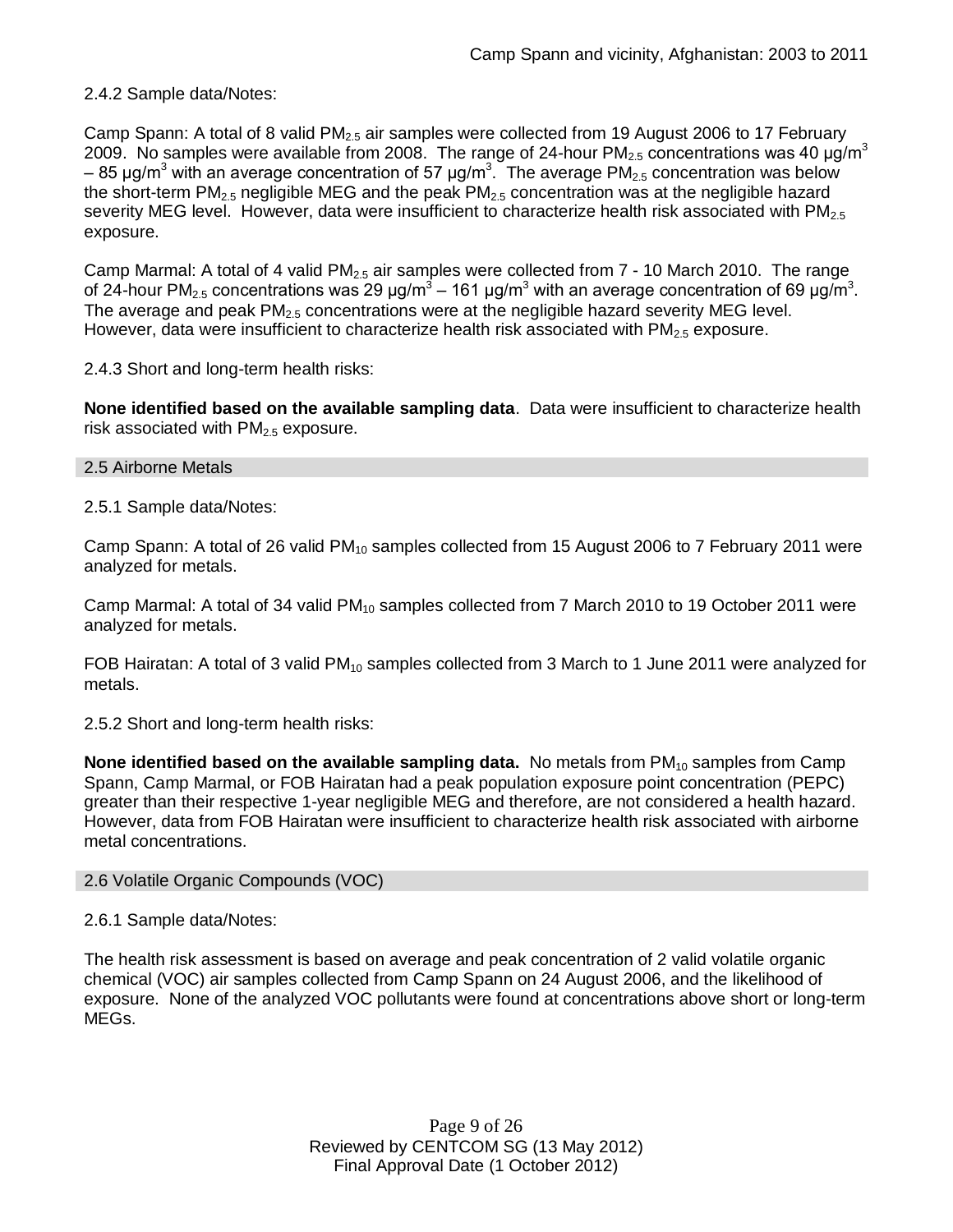2.4.2 Sample data/Notes:

Camp Spann: A total of 8 valid $PM_{2.5}$ air samples were collected from 19 August 2006 to 17 February 2009. No samples were available from 2008. The range of 24-hour $PM_{2.5}$ concentrations was 40 µg/$m^3$ – 85 µg/$m^3$ with an average concentration of 57 µg/$m^3$. The average $PM_{2.5}$ concentration was below the short-term $PM_{2.5}$ negligible MEG and the peak $PM_{2.5}$ concentration was at the negligible hazard severity MEG level. However, data were insufficient to characterize health risk associated with $PM_{2.5}$ exposure.

Camp Marmal: A total of 4 valid $PM_{2.5}$ air samples were collected from 7 - 10 March 2010. The range of 24-hour $PM_{2.5}$ concentrations was 29 µg/$m^3$ – 161 µg/$m^3$ with an average concentration of 69 µg/$m^3$. The average and peak $PM_{2.5}$ concentrations were at the negligible hazard severity MEG level. However, data were insufficient to characterize health risk associated with $PM_{2.5}$ exposure.

2.4.3 Short and long-term health risks:

**None identified based on the available sampling data**. Data were insufficient to characterize health risk associated with $PM_{2.5}$ exposure.

## 2.5 Airborne Metals

2.5.1 Sample data/Notes:

Camp Spann: A total of 26 valid $PM_{10}$ samples collected from 15 August 2006 to 7 February 2011 were analyzed for metals.

Camp Marmal: A total of 34 valid $PM_{10}$ samples collected from 7 March 2010 to 19 October 2011 were analyzed for metals.

FOB Hairatan: A total of 3 valid $PM_{10}$ samples collected from 3 March to 1 June 2011 were analyzed for metals.

2.5.2 Short and long-term health risks:

**None identified based on the available sampling data.** No metals from $PM_{10}$ samples from Camp Spann, Camp Marmal, or FOB Hairatan had a peak population exposure point concentration (PEPC) greater than their respective 1-year negligible MEG and therefore, are not considered a health hazard. However, data from FOB Hairatan were insufficient to characterize health risk associated with airborne metal concentrations.

## 2.6 Volatile Organic Compounds (VOC)

2.6.1 Sample data/Notes:

The health risk assessment is based on average and peak concentration of 2 valid volatile organic chemical (VOC) air samples collected from Camp Spann on 24 August 2006, and the likelihood of exposure. None of the analyzed VOC pollutants were found at concentrations above short or long-term MEGs.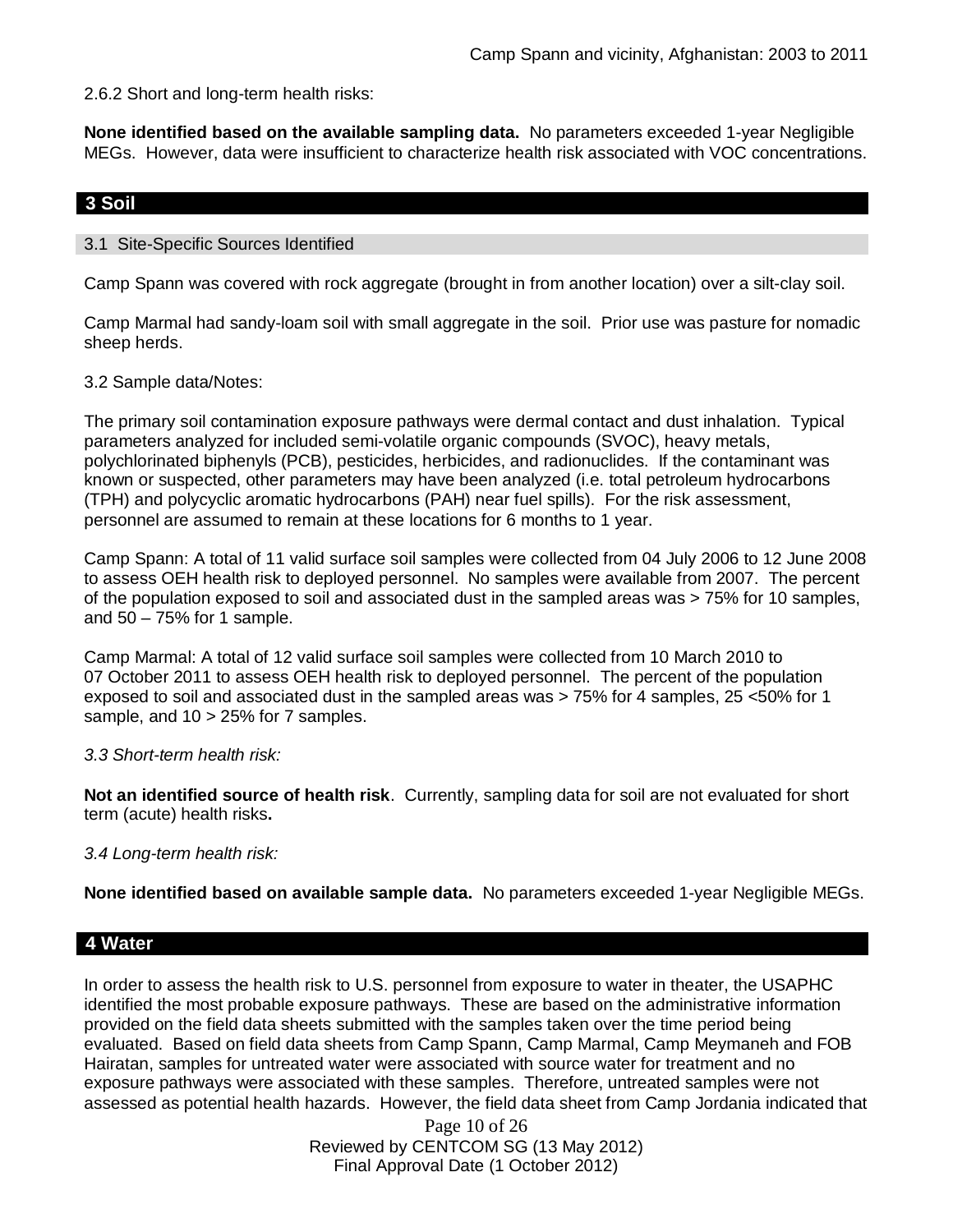2.6.2 Short and long-term health risks:

**None identified based on the available sampling data.** No parameters exceeded 1-year Negligible MEGs. However, data were insufficient to characterize health risk associated with VOC concentrations.

## 3 Soil

### 3.1 Site-Specific Sources Identified

Camp Spann was covered with rock aggregate (brought in from another location) over a silt-clay soil.

Camp Marmal had sandy-loam soil with small aggregate in the soil. Prior use was pasture for nomadic sheep herds.

3.2 Sample data/Notes:

The primary soil contamination exposure pathways were dermal contact and dust inhalation. Typical parameters analyzed for included semi-volatile organic compounds (SVOC), heavy metals, polychlorinated biphenyls (PCB), pesticides, herbicides, and radionuclides. If the contaminant was known or suspected, other parameters may have been analyzed (i.e. total petroleum hydrocarbons (TPH) and polycyclic aromatic hydrocarbons (PAH) near fuel spills). For the risk assessment, personnel are assumed to remain at these locations for 6 months to 1 year.

Camp Spann: A total of 11 valid surface soil samples were collected from 04 July 2006 to 12 June 2008 to assess OEH health risk to deployed personnel. No samples were available from 2007. The percent of the population exposed to soil and associated dust in the sampled areas was > 75% for 10 samples, and 50 – 75% for 1 sample.

Camp Marmal: A total of 12 valid surface soil samples were collected from 10 March 2010 to 07 October 2011 to assess OEH health risk to deployed personnel. The percent of the population exposed to soil and associated dust in the sampled areas was > 75% for 4 samples, 25 <50% for 1 sample, and 10 > 25% for 7 samples.

*3.3 Short-term health risk:*

**Not an identified source of health risk**. Currently, sampling data for soil are not evaluated for short term (acute) health risks**.**

*3.4 Long-term health risk:*

**None identified based on available sample data.** No parameters exceeded 1-year Negligible MEGs.

## 4 Water

In order to assess the health risk to U.S. personnel from exposure to water in theater, the USAPHC identified the most probable exposure pathways. These are based on the administrative information provided on the field data sheets submitted with the samples taken over the time period being evaluated. Based on field data sheets from Camp Spann, Camp Marmal, Camp Meymaneh and FOB Hairatan, samples for untreated water were associated with source water for treatment and no exposure pathways were associated with these samples. Therefore, untreated samples were not assessed as potential health hazards. However, the field data sheet from Camp Jordania indicated that

Reviewed by CENTCOM SG (13 May 2012)
Final Approval Date (1 October 2012)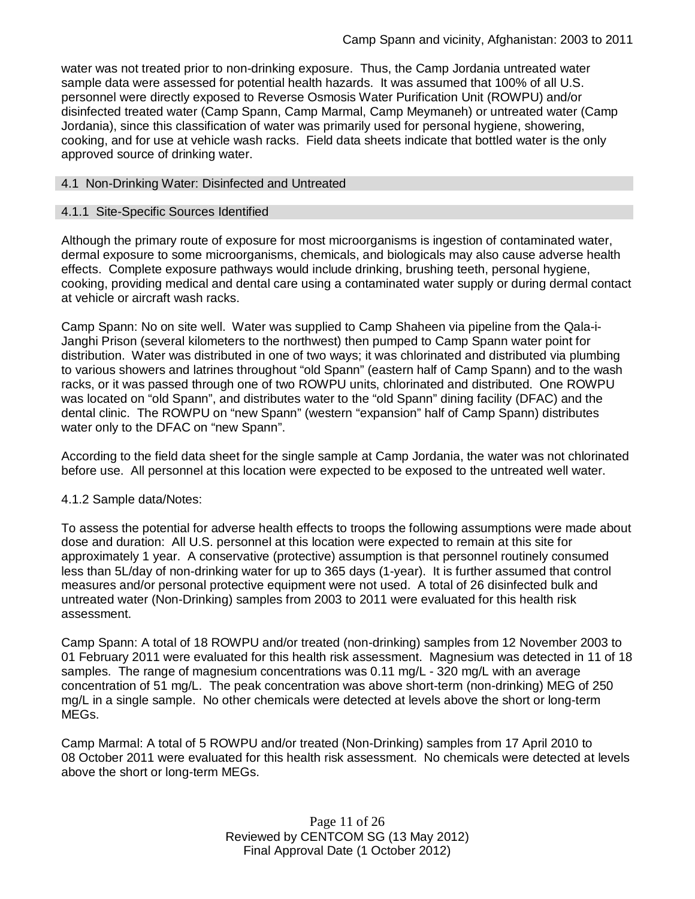water was not treated prior to non-drinking exposure. Thus, the Camp Jordania untreated water sample data were assessed for potential health hazards. It was assumed that 100% of all U.S. personnel were directly exposed to Reverse Osmosis Water Purification Unit (ROWPU) and/or disinfected treated water (Camp Spann, Camp Marmal, Camp Meymaneh) or untreated water (Camp Jordania), since this classification of water was primarily used for personal hygiene, showering, cooking, and for use at vehicle wash racks. Field data sheets indicate that bottled water is the only approved source of drinking water.

## 4.1 Non-Drinking Water: Disinfected and Untreated

### 4.1.1 Site-Specific Sources Identified

Although the primary route of exposure for most microorganisms is ingestion of contaminated water, dermal exposure to some microorganisms, chemicals, and biologicals may also cause adverse health effects. Complete exposure pathways would include drinking, brushing teeth, personal hygiene, cooking, providing medical and dental care using a contaminated water supply or during dermal contact at vehicle or aircraft wash racks.

Camp Spann: No on site well. Water was supplied to Camp Shaheen via pipeline from the Qala-i-Janghi Prison (several kilometers to the northwest) then pumped to Camp Spann water point for distribution. Water was distributed in one of two ways; it was chlorinated and distributed via plumbing to various showers and latrines throughout "old Spann" (eastern half of Camp Spann) and to the wash racks, or it was passed through one of two ROWPU units, chlorinated and distributed. One ROWPU was located on "old Spann", and distributes water to the "old Spann" dining facility (DFAC) and the dental clinic. The ROWPU on "new Spann" (western "expansion" half of Camp Spann) distributes water only to the DFAC on "new Spann".

According to the field data sheet for the single sample at Camp Jordania, the water was not chlorinated before use. All personnel at this location were expected to be exposed to the untreated well water.

### 4.1.2 Sample data/Notes:

To assess the potential for adverse health effects to troops the following assumptions were made about dose and duration: All U.S. personnel at this location were expected to remain at this site for approximately 1 year. A conservative (protective) assumption is that personnel routinely consumed less than 5L/day of non-drinking water for up to 365 days (1-year). It is further assumed that control measures and/or personal protective equipment were not used. A total of 26 disinfected bulk and untreated water (Non-Drinking) samples from 2003 to 2011 were evaluated for this health risk assessment.

Camp Spann: A total of 18 ROWPU and/or treated (non-drinking) samples from 12 November 2003 to 01 February 2011 were evaluated for this health risk assessment. Magnesium was detected in 11 of 18 samples. The range of magnesium concentrations was 0.11 mg/L - 320 mg/L with an average concentration of 51 mg/L. The peak concentration was above short-term (non-drinking) MEG of 250 mg/L in a single sample. No other chemicals were detected at levels above the short or long-term MEGs.

Camp Marmal: A total of 5 ROWPU and/or treated (Non-Drinking) samples from 17 April 2010 to 08 October 2011 were evaluated for this health risk assessment. No chemicals were detected at levels above the short or long-term MEGs.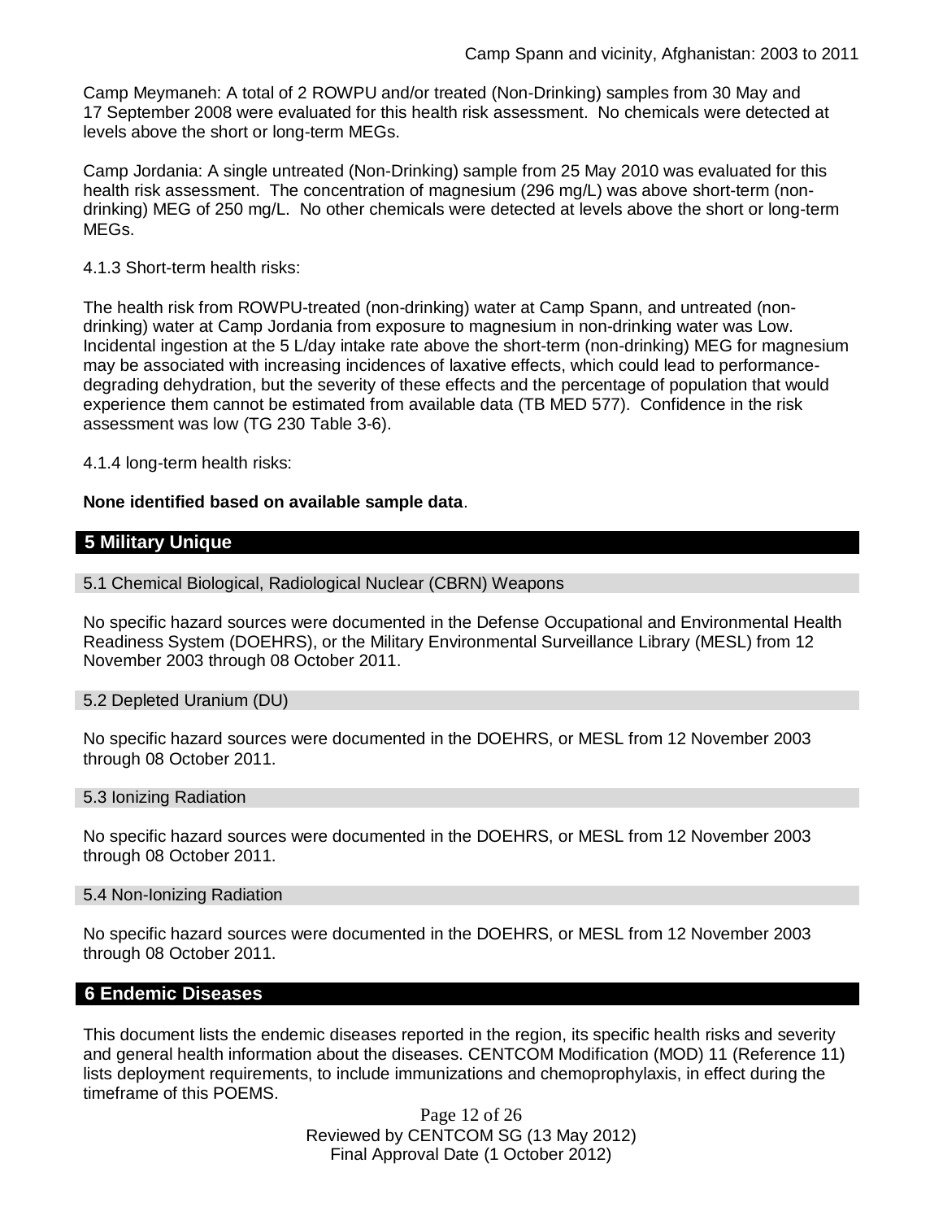Camp Meymaneh: A total of 2 ROWPU and/or treated (Non-Drinking) samples from 30 May and 17 September 2008 were evaluated for this health risk assessment. No chemicals were detected at levels above the short or long-term MEGs.

Camp Jordania: A single untreated (Non-Drinking) sample from 25 May 2010 was evaluated for this health risk assessment. The concentration of magnesium (296 mg/L) was above short-term (non-drinking) MEG of 250 mg/L. No other chemicals were detected at levels above the short or long-term MEGs.

4.1.3 Short-term health risks:

The health risk from ROWPU-treated (non-drinking) water at Camp Spann, and untreated (non-drinking) water at Camp Jordania from exposure to magnesium in non-drinking water was Low. Incidental ingestion at the 5 L/day intake rate above the short-term (non-drinking) MEG for magnesium may be associated with increasing incidences of laxative effects, which could lead to performance-degrading dehydration, but the severity of these effects and the percentage of population that would experience them cannot be estimated from available data (TB MED 577). Confidence in the risk assessment was low (TG 230 Table 3-6).

4.1.4 long-term health risks:

**None identified based on available sample data**.

## 5 Military Unique

### 5.1 Chemical Biological, Radiological Nuclear (CBRN) Weapons

No specific hazard sources were documented in the Defense Occupational and Environmental Health Readiness System (DOEHRS), or the Military Environmental Surveillance Library (MESL) from 12 November 2003 through 08 October 2011.

### 5.2 Depleted Uranium (DU)

No specific hazard sources were documented in the DOEHRS, or MESL from 12 November 2003 through 08 October 2011.

### 5.3 Ionizing Radiation

No specific hazard sources were documented in the DOEHRS, or MESL from 12 November 2003 through 08 October 2011.

### 5.4 Non-Ionizing Radiation

No specific hazard sources were documented in the DOEHRS, or MESL from 12 November 2003 through 08 October 2011.

## 6 Endemic Diseases

This document lists the endemic diseases reported in the region, its specific health risks and severity and general health information about the diseases. CENTCOM Modification (MOD) 11 (Reference 11) lists deployment requirements, to include immunizations and chemoprophylaxis, in effect during the timeframe of this POEMS.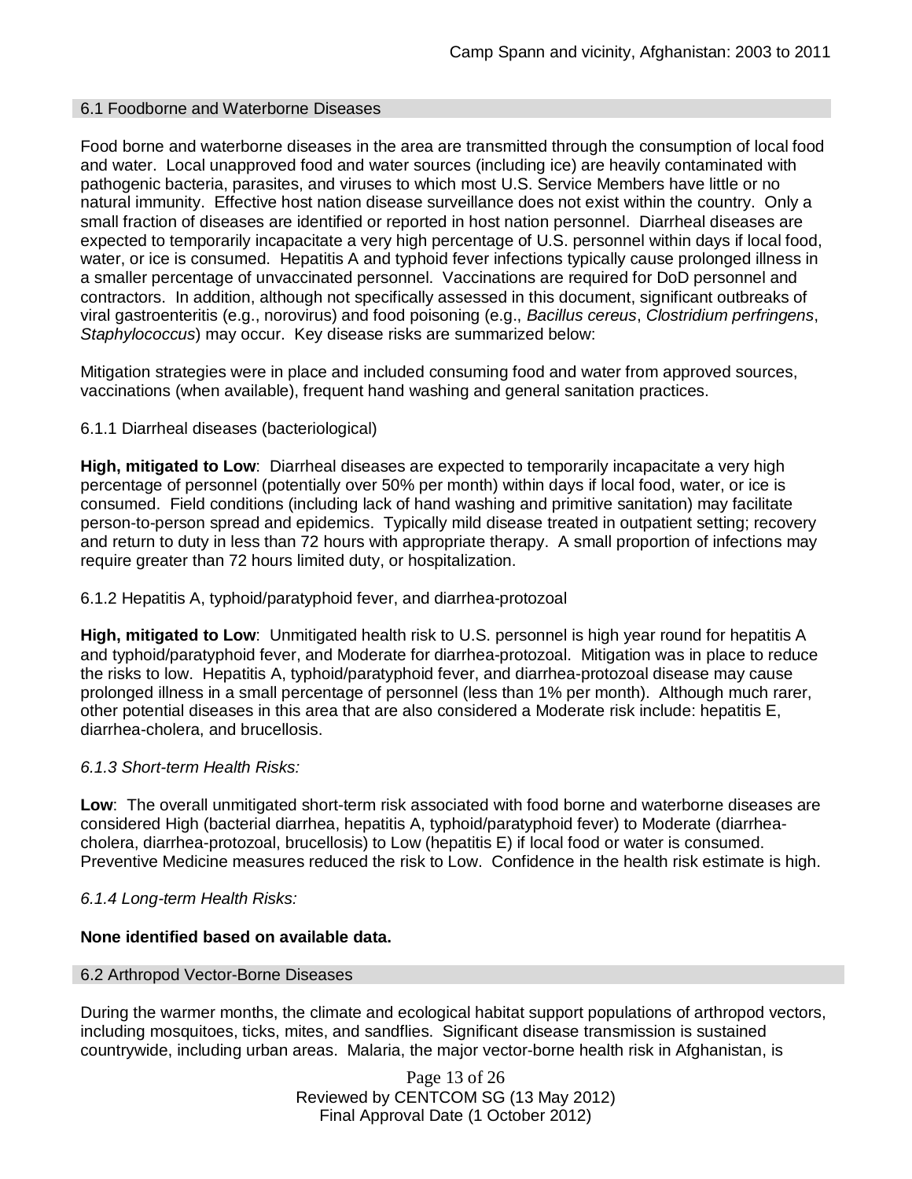### 6.1 Foodborne and Waterborne Diseases

Food borne and waterborne diseases in the area are transmitted through the consumption of local food and water. Local unapproved food and water sources (including ice) are heavily contaminated with pathogenic bacteria, parasites, and viruses to which most U.S. Service Members have little or no natural immunity. Effective host nation disease surveillance does not exist within the country. Only a small fraction of diseases are identified or reported in host nation personnel. Diarrheal diseases are expected to temporarily incapacitate a very high percentage of U.S. personnel within days if local food, water, or ice is consumed. Hepatitis A and typhoid fever infections typically cause prolonged illness in a smaller percentage of unvaccinated personnel. Vaccinations are required for DoD personnel and contractors. In addition, although not specifically assessed in this document, significant outbreaks of viral gastroenteritis (e.g., norovirus) and food poisoning (e.g., *Bacillus cereus*, *Clostridium perfringens*, *Staphylococcus*) may occur. Key disease risks are summarized below:

Mitigation strategies were in place and included consuming food and water from approved sources, vaccinations (when available), frequent hand washing and general sanitation practices.

#### 6.1.1 Diarrheal diseases (bacteriological)

**High, mitigated to Low**: Diarrheal diseases are expected to temporarily incapacitate a very high percentage of personnel (potentially over 50% per month) within days if local food, water, or ice is consumed. Field conditions (including lack of hand washing and primitive sanitation) may facilitate person-to-person spread and epidemics. Typically mild disease treated in outpatient setting; recovery and return to duty in less than 72 hours with appropriate therapy. A small proportion of infections may require greater than 72 hours limited duty, or hospitalization.

#### 6.1.2 Hepatitis A, typhoid/paratyphoid fever, and diarrhea-protozoal

**High, mitigated to Low**: Unmitigated health risk to U.S. personnel is high year round for hepatitis A and typhoid/paratyphoid fever, and Moderate for diarrhea-protozoal. Mitigation was in place to reduce the risks to low. Hepatitis A, typhoid/paratyphoid fever, and diarrhea-protozoal disease may cause prolonged illness in a small percentage of personnel (less than 1% per month). Although much rarer, other potential diseases in this area that are also considered a Moderate risk include: hepatitis E, diarrhea-cholera, and brucellosis.

#### *6.1.3 Short-term Health Risks:*

**Low**: The overall unmitigated short-term risk associated with food borne and waterborne diseases are considered High (bacterial diarrhea, hepatitis A, typhoid/paratyphoid fever) to Moderate (diarrhea-cholera, diarrhea-protozoal, brucellosis) to Low (hepatitis E) if local food or water is consumed. Preventive Medicine measures reduced the risk to Low. Confidence in the health risk estimate is high.

#### *6.1.4 Long-term Health Risks:*

**None identified based on available data.**

### 6.2 Arthropod Vector-Borne Diseases

During the warmer months, the climate and ecological habitat support populations of arthropod vectors, including mosquitoes, ticks, mites, and sandflies. Significant disease transmission is sustained countrywide, including urban areas. Malaria, the major vector-borne health risk in Afghanistan, is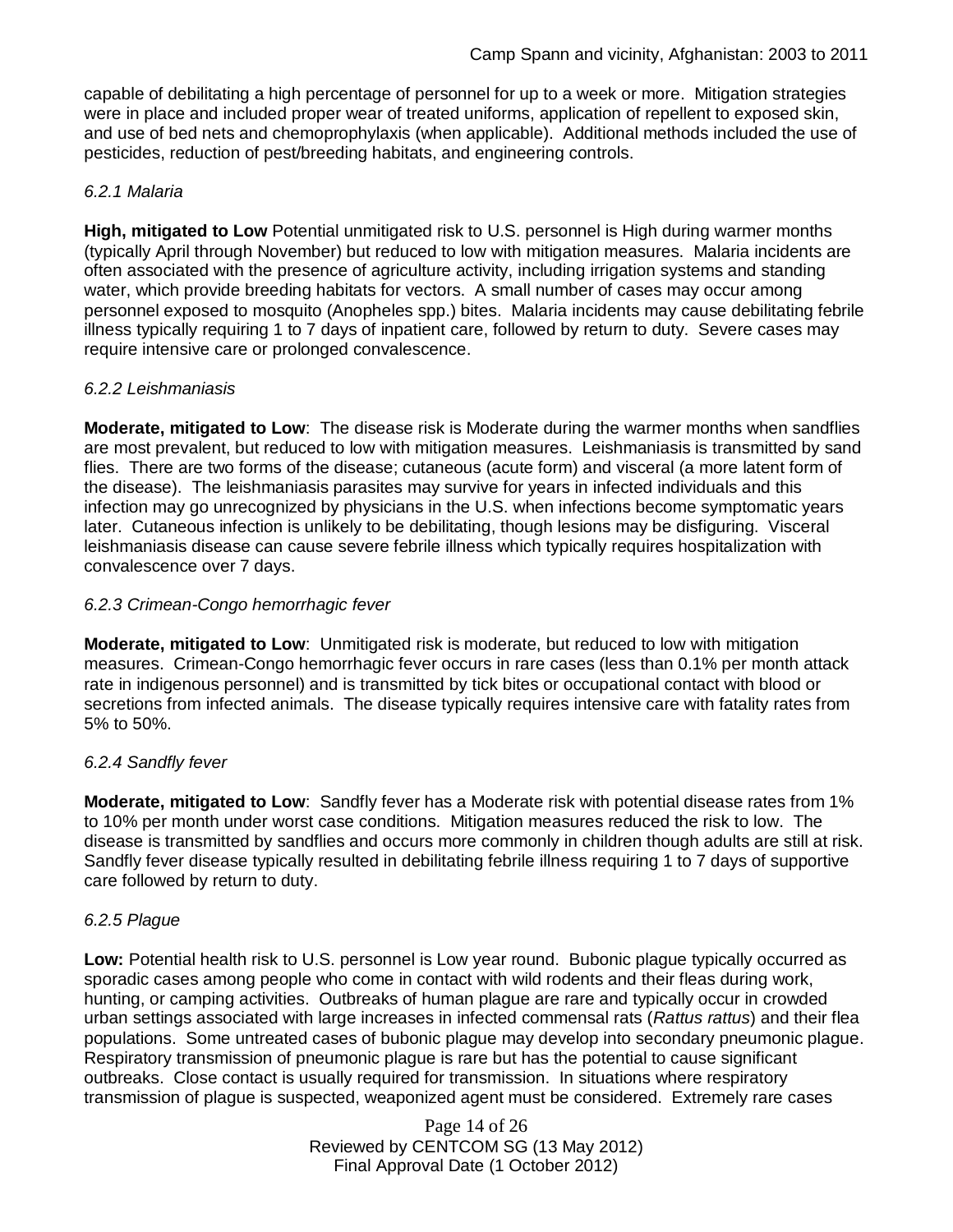capable of debilitating a high percentage of personnel for up to a week or more. Mitigation strategies were in place and included proper wear of treated uniforms, application of repellent to exposed skin, and use of bed nets and chemoprophylaxis (when applicable). Additional methods included the use of pesticides, reduction of pest/breeding habitats, and engineering controls.

#### *6.2.1 Malaria*

**High, mitigated to Low** Potential unmitigated risk to U.S. personnel is High during warmer months (typically April through November) but reduced to low with mitigation measures. Malaria incidents are often associated with the presence of agriculture activity, including irrigation systems and standing water, which provide breeding habitats for vectors. A small number of cases may occur among personnel exposed to mosquito (Anopheles spp.) bites. Malaria incidents may cause debilitating febrile illness typically requiring 1 to 7 days of inpatient care, followed by return to duty. Severe cases may require intensive care or prolonged convalescence.

#### *6.2.2 Leishmaniasis*

**Moderate, mitigated to Low**: The disease risk is Moderate during the warmer months when sandflies are most prevalent, but reduced to low with mitigation measures. Leishmaniasis is transmitted by sand flies. There are two forms of the disease; cutaneous (acute form) and visceral (a more latent form of the disease). The leishmaniasis parasites may survive for years in infected individuals and this infection may go unrecognized by physicians in the U.S. when infections become symptomatic years later. Cutaneous infection is unlikely to be debilitating, though lesions may be disfiguring. Visceral leishmaniasis disease can cause severe febrile illness which typically requires hospitalization with convalescence over 7 days.

#### *6.2.3 Crimean-Congo hemorrhagic fever*

**Moderate, mitigated to Low**: Unmitigated risk is moderate, but reduced to low with mitigation measures. Crimean-Congo hemorrhagic fever occurs in rare cases (less than 0.1% per month attack rate in indigenous personnel) and is transmitted by tick bites or occupational contact with blood or secretions from infected animals. The disease typically requires intensive care with fatality rates from 5% to 50%.

#### *6.2.4 Sandfly fever*

**Moderate, mitigated to Low**: Sandfly fever has a Moderate risk with potential disease rates from 1% to 10% per month under worst case conditions. Mitigation measures reduced the risk to low. The disease is transmitted by sandflies and occurs more commonly in children though adults are still at risk. Sandfly fever disease typically resulted in debilitating febrile illness requiring 1 to 7 days of supportive care followed by return to duty.

#### *6.2.5 Plague*

**Low:** Potential health risk to U.S. personnel is Low year round. Bubonic plague typically occurred as sporadic cases among people who come in contact with wild rodents and their fleas during work, hunting, or camping activities. Outbreaks of human plague are rare and typically occur in crowded urban settings associated with large increases in infected commensal rats (*Rattus rattus*) and their flea populations. Some untreated cases of bubonic plague may develop into secondary pneumonic plague. Respiratory transmission of pneumonic plague is rare but has the potential to cause significant outbreaks. Close contact is usually required for transmission. In situations where respiratory transmission of plague is suspected, weaponized agent must be considered. Extremely rare cases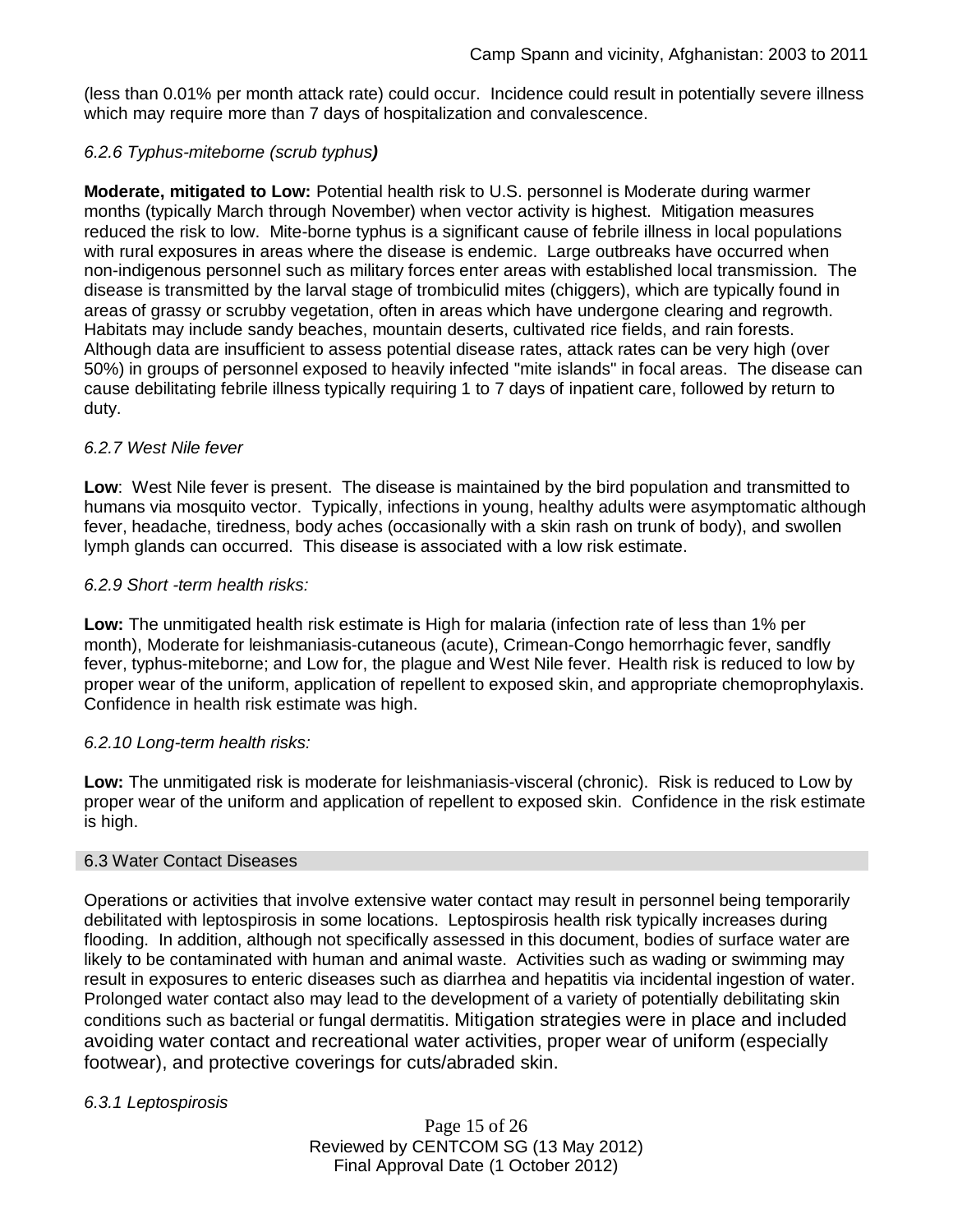(less than 0.01% per month attack rate) could occur. Incidence could result in potentially severe illness which may require more than 7 days of hospitalization and convalescence.

### *6.2.6 Typhus-miteborne (scrub typhus)*

**Moderate, mitigated to Low:** Potential health risk to U.S. personnel is Moderate during warmer months (typically March through November) when vector activity is highest. Mitigation measures reduced the risk to low. Mite-borne typhus is a significant cause of febrile illness in local populations with rural exposures in areas where the disease is endemic. Large outbreaks have occurred when non-indigenous personnel such as military forces enter areas with established local transmission. The disease is transmitted by the larval stage of trombiculid mites (chiggers), which are typically found in areas of grassy or scrubby vegetation, often in areas which have undergone clearing and regrowth. Habitats may include sandy beaches, mountain deserts, cultivated rice fields, and rain forests. Although data are insufficient to assess potential disease rates, attack rates can be very high (over 50%) in groups of personnel exposed to heavily infected "mite islands" in focal areas. The disease can cause debilitating febrile illness typically requiring 1 to 7 days of inpatient care, followed by return to duty.

### *6.2.7 West Nile fever*

**Low**: West Nile fever is present. The disease is maintained by the bird population and transmitted to humans via mosquito vector. Typically, infections in young, healthy adults were asymptomatic although fever, headache, tiredness, body aches (occasionally with a skin rash on trunk of body), and swollen lymph glands can occurred. This disease is associated with a low risk estimate.

### *6.2.9 Short -term health risks:*

**Low:** The unmitigated health risk estimate is High for malaria (infection rate of less than 1% per month), Moderate for leishmaniasis-cutaneous (acute), Crimean-Congo hemorrhagic fever, sandfly fever, typhus-miteborne; and Low for, the plague and West Nile fever. Health risk is reduced to low by proper wear of the uniform, application of repellent to exposed skin, and appropriate chemoprophylaxis. Confidence in health risk estimate was high.

### *6.2.10 Long-term health risks:*

**Low:** The unmitigated risk is moderate for leishmaniasis-visceral (chronic). Risk is reduced to Low by proper wear of the uniform and application of repellent to exposed skin. Confidence in the risk estimate is high.

## 6.3 Water Contact Diseases

Operations or activities that involve extensive water contact may result in personnel being temporarily debilitated with leptospirosis in some locations. Leptospirosis health risk typically increases during flooding. In addition, although not specifically assessed in this document, bodies of surface water are likely to be contaminated with human and animal waste. Activities such as wading or swimming may result in exposures to enteric diseases such as diarrhea and hepatitis via incidental ingestion of water. Prolonged water contact also may lead to the development of a variety of potentially debilitating skin conditions such as bacterial or fungal dermatitis. Mitigation strategies were in place and included avoiding water contact and recreational water activities, proper wear of uniform (especially footwear), and protective coverings for cuts/abraded skin.

### *6.3.1 Leptospirosis*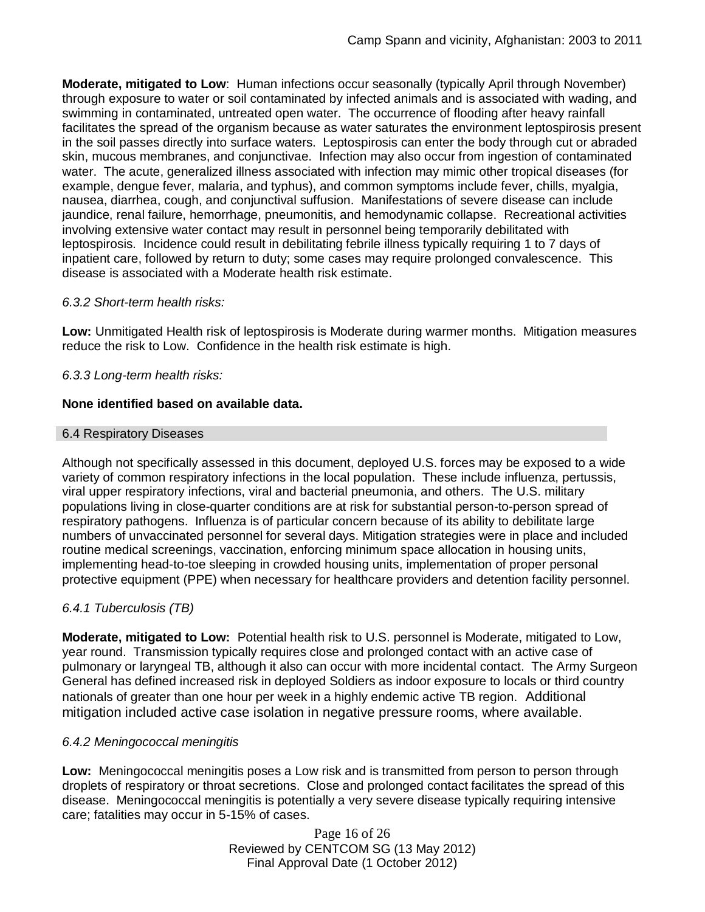**Moderate, mitigated to Low**: Human infections occur seasonally (typically April through November) through exposure to water or soil contaminated by infected animals and is associated with wading, and swimming in contaminated, untreated open water. The occurrence of flooding after heavy rainfall facilitates the spread of the organism because as water saturates the environment leptospirosis present in the soil passes directly into surface waters. Leptospirosis can enter the body through cut or abraded skin, mucous membranes, and conjunctivae. Infection may also occur from ingestion of contaminated water. The acute, generalized illness associated with infection may mimic other tropical diseases (for example, dengue fever, malaria, and typhus), and common symptoms include fever, chills, myalgia, nausea, diarrhea, cough, and conjunctival suffusion. Manifestations of severe disease can include jaundice, renal failure, hemorrhage, pneumonitis, and hemodynamic collapse. Recreational activities involving extensive water contact may result in personnel being temporarily debilitated with leptospirosis. Incidence could result in debilitating febrile illness typically requiring 1 to 7 days of inpatient care, followed by return to duty; some cases may require prolonged convalescence. This disease is associated with a Moderate health risk estimate.

*6.3.2 Short-term health risks:*

**Low:** Unmitigated Health risk of leptospirosis is Moderate during warmer months. Mitigation measures reduce the risk to Low. Confidence in the health risk estimate is high.

*6.3.3 Long-term health risks:*

**None identified based on available data.**

## 6.4 Respiratory Diseases

Although not specifically assessed in this document, deployed U.S. forces may be exposed to a wide variety of common respiratory infections in the local population. These include influenza, pertussis, viral upper respiratory infections, viral and bacterial pneumonia, and others. The U.S. military populations living in close-quarter conditions are at risk for substantial person-to-person spread of respiratory pathogens. Influenza is of particular concern because of its ability to debilitate large numbers of unvaccinated personnel for several days. Mitigation strategies were in place and included routine medical screenings, vaccination, enforcing minimum space allocation in housing units, implementing head-to-toe sleeping in crowded housing units, implementation of proper personal protective equipment (PPE) when necessary for healthcare providers and detention facility personnel.

*6.4.1 Tuberculosis (TB)*

**Moderate, mitigated to Low:** Potential health risk to U.S. personnel is Moderate, mitigated to Low, year round. Transmission typically requires close and prolonged contact with an active case of pulmonary or laryngeal TB, although it also can occur with more incidental contact. The Army Surgeon General has defined increased risk in deployed Soldiers as indoor exposure to locals or third country nationals of greater than one hour per week in a highly endemic active TB region. Additional mitigation included active case isolation in negative pressure rooms, where available.

*6.4.2 Meningococcal meningitis*

**Low:** Meningococcal meningitis poses a Low risk and is transmitted from person to person through droplets of respiratory or throat secretions. Close and prolonged contact facilitates the spread of this disease. Meningococcal meningitis is potentially a very severe disease typically requiring intensive care; fatalities may occur in 5-15% of cases.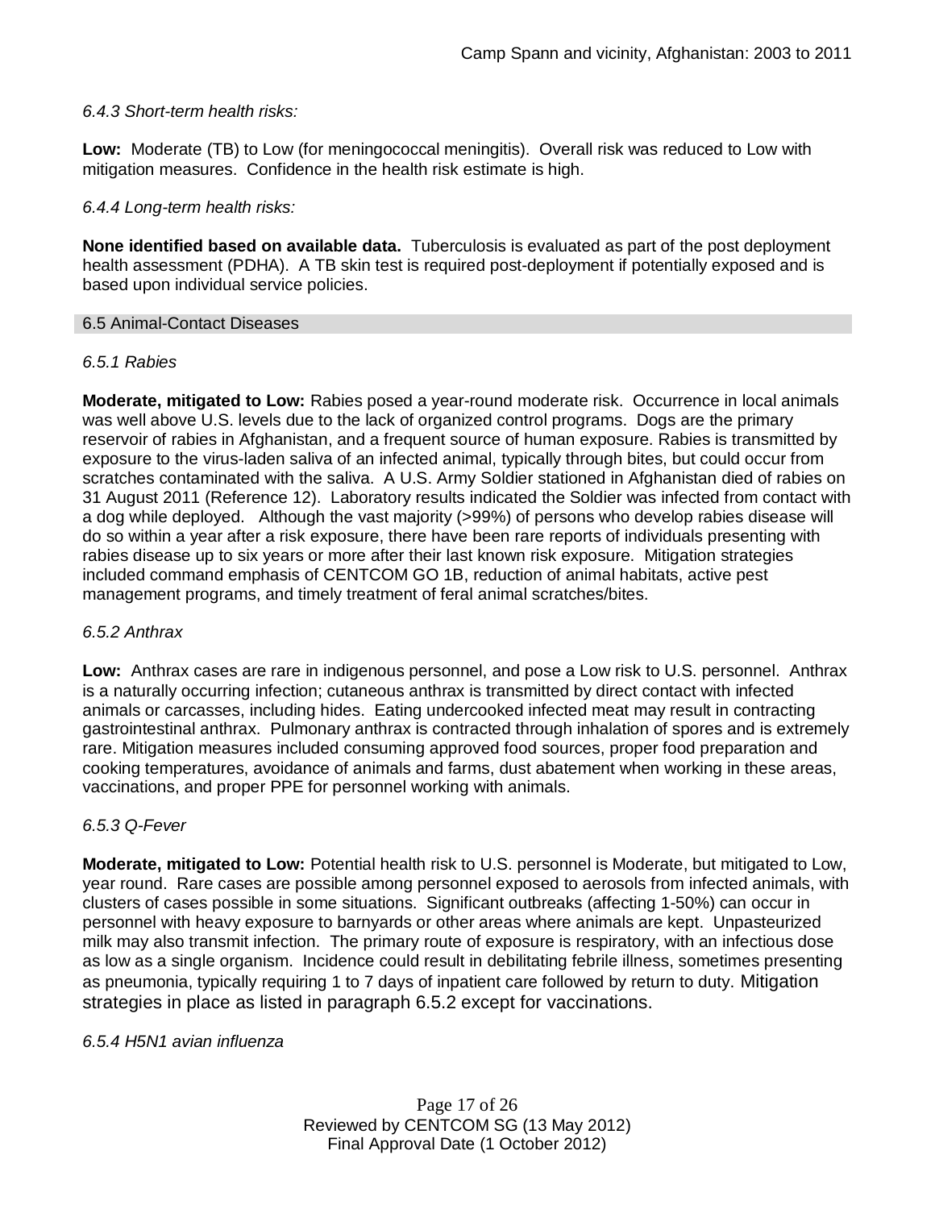*6.4.3 Short-term health risks:*

**Low:** Moderate (TB) to Low (for meningococcal meningitis). Overall risk was reduced to Low with mitigation measures. Confidence in the health risk estimate is high.

*6.4.4 Long-term health risks:*

**None identified based on available data.** Tuberculosis is evaluated as part of the post deployment health assessment (PDHA). A TB skin test is required post-deployment if potentially exposed and is based upon individual service policies.

## 6.5 Animal-Contact Diseases

*6.5.1 Rabies*

**Moderate, mitigated to Low:** Rabies posed a year-round moderate risk. Occurrence in local animals was well above U.S. levels due to the lack of organized control programs. Dogs are the primary reservoir of rabies in Afghanistan, and a frequent source of human exposure. Rabies is transmitted by exposure to the virus-laden saliva of an infected animal, typically through bites, but could occur from scratches contaminated with the saliva. A U.S. Army Soldier stationed in Afghanistan died of rabies on 31 August 2011 (Reference 12). Laboratory results indicated the Soldier was infected from contact with a dog while deployed. Although the vast majority (>99%) of persons who develop rabies disease will do so within a year after a risk exposure, there have been rare reports of individuals presenting with rabies disease up to six years or more after their last known risk exposure. Mitigation strategies included command emphasis of CENTCOM GO 1B, reduction of animal habitats, active pest management programs, and timely treatment of feral animal scratches/bites.

*6.5.2 Anthrax*

**Low:** Anthrax cases are rare in indigenous personnel, and pose a Low risk to U.S. personnel. Anthrax is a naturally occurring infection; cutaneous anthrax is transmitted by direct contact with infected animals or carcasses, including hides. Eating undercooked infected meat may result in contracting gastrointestinal anthrax. Pulmonary anthrax is contracted through inhalation of spores and is extremely rare. Mitigation measures included consuming approved food sources, proper food preparation and cooking temperatures, avoidance of animals and farms, dust abatement when working in these areas, vaccinations, and proper PPE for personnel working with animals.

*6.5.3 Q-Fever*

**Moderate, mitigated to Low:** Potential health risk to U.S. personnel is Moderate, but mitigated to Low, year round. Rare cases are possible among personnel exposed to aerosols from infected animals, with clusters of cases possible in some situations. Significant outbreaks (affecting 1-50%) can occur in personnel with heavy exposure to barnyards or other areas where animals are kept. Unpasteurized milk may also transmit infection. The primary route of exposure is respiratory, with an infectious dose as low as a single organism. Incidence could result in debilitating febrile illness, sometimes presenting as pneumonia, typically requiring 1 to 7 days of inpatient care followed by return to duty. Mitigation strategies in place as listed in paragraph 6.5.2 except for vaccinations.

*6.5.4 H5N1 avian influenza*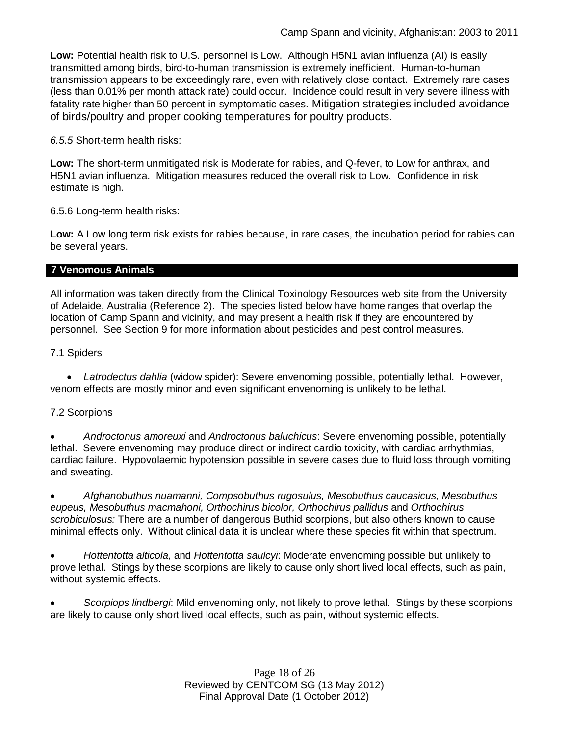**Low:** Potential health risk to U.S. personnel is Low. Although H5N1 avian influenza (AI) is easily transmitted among birds, bird-to-human transmission is extremely inefficient. Human-to-human transmission appears to be exceedingly rare, even with relatively close contact. Extremely rare cases (less than 0.01% per month attack rate) could occur. Incidence could result in very severe illness with fatality rate higher than 50 percent in symptomatic cases. Mitigation strategies included avoidance of birds/poultry and proper cooking temperatures for poultry products.

*6.5.5* Short-term health risks:

**Low:** The short-term unmitigated risk is Moderate for rabies, and Q-fever, to Low for anthrax, and H5N1 avian influenza. Mitigation measures reduced the overall risk to Low. Confidence in risk estimate is high.

6.5.6 Long-term health risks:

**Low:** A Low long term risk exists for rabies because, in rare cases, the incubation period for rabies can be several years.

## 7 Venomous Animals

All information was taken directly from the Clinical Toxinology Resources web site from the University of Adelaide, Australia (Reference 2). The species listed below have home ranges that overlap the location of Camp Spann and vicinity, and may present a health risk if they are encountered by personnel. See Section 9 for more information about pesticides and pest control measures.

7.1 Spiders

- *Latrodectus dahlia* (widow spider): Severe envenoming possible, potentially lethal. However, venom effects are mostly minor and even significant envenoming is unlikely to be lethal.

7.2 Scorpions

- *Androctonus amoreuxi* and *Androctonus baluchicus*: Severe envenoming possible, potentially lethal. Severe envenoming may produce direct or indirect cardio toxicity, with cardiac arrhythmias, cardiac failure. Hypovolaemic hypotension possible in severe cases due to fluid loss through vomiting and sweating.

- *Afghanobuthus nuamanni, Compsobuthus rugosulus, Mesobuthus caucasicus, Mesobuthus eupeus, Mesobuthus macmahoni, Orthochirus bicolor, Orthochirus pallidus* and *Orthochirus scrobiculosus:* There are a number of dangerous Buthid scorpions, but also others known to cause minimal effects only. Without clinical data it is unclear where these species fit within that spectrum.

- *Hottentotta alticola*, and *Hottentotta saulcyi*: Moderate envenoming possible but unlikely to prove lethal. Stings by these scorpions are likely to cause only short lived local effects, such as pain, without systemic effects.

- *Scorpiops lindbergi*: Mild envenoming only, not likely to prove lethal. Stings by these scorpions are likely to cause only short lived local effects, such as pain, without systemic effects.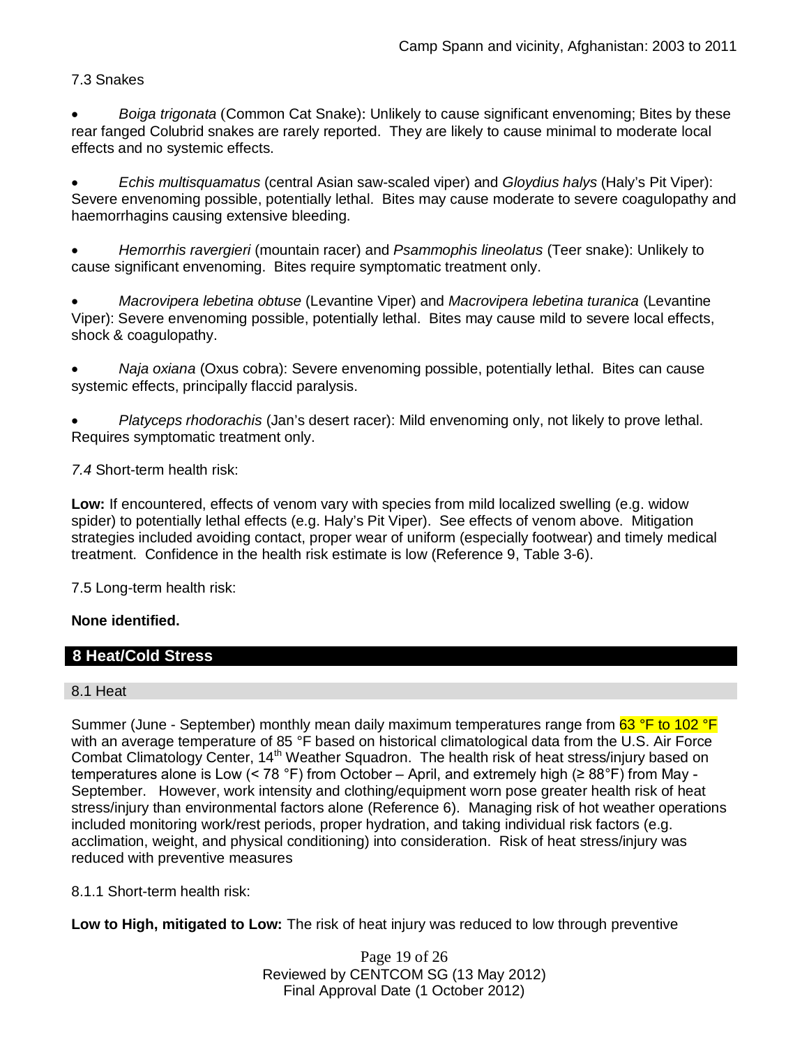7.3 Snakes

- *Boiga trigonata* (Common Cat Snake): Unlikely to cause significant envenoming; Bites by these rear fanged Colubrid snakes are rarely reported. They are likely to cause minimal to moderate local effects and no systemic effects.

- *Echis multisquamatus* (central Asian saw-scaled viper) and *Gloydius halys* (Haly's Pit Viper): Severe envenoming possible, potentially lethal. Bites may cause moderate to severe coagulopathy and haemorrhagins causing extensive bleeding.

- *Hemorrhis ravergieri* (mountain racer) and *Psammophis lineolatus* (Teer snake): Unlikely to cause significant envenoming. Bites require symptomatic treatment only.

- *Macrovipera lebetina obtuse* (Levantine Viper) and *Macrovipera lebetina turanica* (Levantine Viper): Severe envenoming possible, potentially lethal. Bites may cause mild to severe local effects, shock & coagulopathy.

- *Naja oxiana* (Oxus cobra): Severe envenoming possible, potentially lethal. Bites can cause systemic effects, principally flaccid paralysis.

- *Platyceps rhodorachis* (Jan's desert racer): Mild envenoming only, not likely to prove lethal. Requires symptomatic treatment only.

*7.4* Short-term health risk:

**Low:** If encountered, effects of venom vary with species from mild localized swelling (e.g. widow spider) to potentially lethal effects (e.g. Haly's Pit Viper). See effects of venom above. Mitigation strategies included avoiding contact, proper wear of uniform (especially footwear) and timely medical treatment. Confidence in the health risk estimate is low (Reference 9, Table 3-6).

7.5 Long-term health risk:

**None identified.**

## 8 Heat/Cold Stress

### 8.1 Heat

Summer (June - September) monthly mean daily maximum temperatures range from 63 °F to 102 °F with an average temperature of 85 °F based on historical climatological data from the U.S. Air Force Combat Climatology Center, 14th Weather Squadron. The health risk of heat stress/injury based on temperatures alone is Low (< 78 °F) from October – April, and extremely high (≥ 88°F) from May - September. However, work intensity and clothing/equipment worn pose greater health risk of heat stress/injury than environmental factors alone (Reference 6). Managing risk of hot weather operations included monitoring work/rest periods, proper hydration, and taking individual risk factors (e.g. acclimation, weight, and physical conditioning) into consideration. Risk of heat stress/injury was reduced with preventive measures

8.1.1 Short-term health risk:

**Low to High, mitigated to Low:** The risk of heat injury was reduced to low through preventive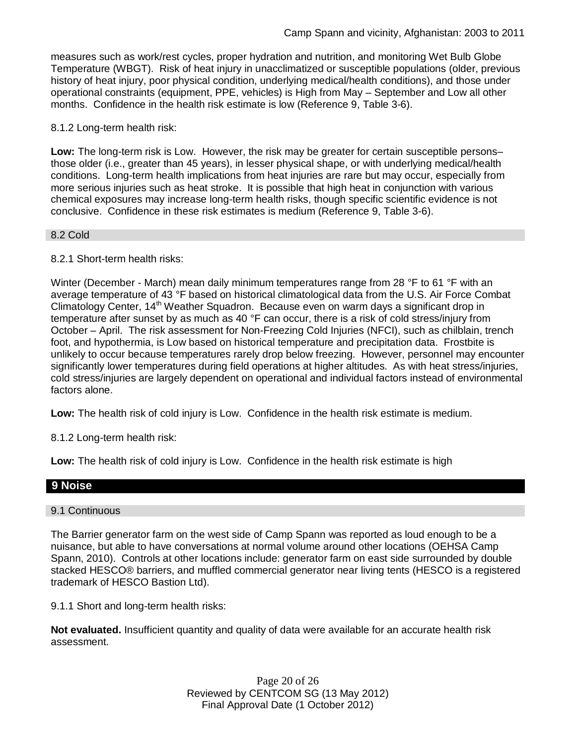measures such as work/rest cycles, proper hydration and nutrition, and monitoring Wet Bulb Globe Temperature (WBGT). Risk of heat injury in unacclimatized or susceptible populations (older, previous history of heat injury, poor physical condition, underlying medical/health conditions), and those under operational constraints (equipment, PPE, vehicles) is High from May – September and Low all other months. Confidence in the health risk estimate is low (Reference 9, Table 3-6).

8.1.2 Long-term health risk:

**Low:** The long-term risk is Low. However, the risk may be greater for certain susceptible persons– those older (i.e., greater than 45 years), in lesser physical shape, or with underlying medical/health conditions. Long-term health implications from heat injuries are rare but may occur, especially from more serious injuries such as heat stroke. It is possible that high heat in conjunction with various chemical exposures may increase long-term health risks, though specific scientific evidence is not conclusive. Confidence in these risk estimates is medium (Reference 9, Table 3-6).

### 8.2 Cold

8.2.1 Short-term health risks:

Winter (December - March) mean daily minimum temperatures range from 28 °F to 61 °F with an average temperature of 43 °F based on historical climatological data from the U.S. Air Force Combat Climatology Center, 14th Weather Squadron. Because even on warm days a significant drop in temperature after sunset by as much as 40 °F can occur, there is a risk of cold stress/injury from October – April. The risk assessment for Non-Freezing Cold Injuries (NFCI), such as chilblain, trench foot, and hypothermia, is Low based on historical temperature and precipitation data. Frostbite is unlikely to occur because temperatures rarely drop below freezing. However, personnel may encounter significantly lower temperatures during field operations at higher altitudes. As with heat stress/injuries, cold stress/injuries are largely dependent on operational and individual factors instead of environmental factors alone.

**Low:** The health risk of cold injury is Low. Confidence in the health risk estimate is medium.

8.1.2 Long-term health risk:

**Low:** The health risk of cold injury is Low. Confidence in the health risk estimate is high

## 9 Noise

### 9.1 Continuous

The Barrier generator farm on the west side of Camp Spann was reported as loud enough to be a nuisance, but able to have conversations at normal volume around other locations (OEHSA Camp Spann, 2010). Controls at other locations include: generator farm on east side surrounded by double stacked HESCO® barriers, and muffled commercial generator near living tents (HESCO is a registered trademark of HESCO Bastion Ltd).

9.1.1 Short and long-term health risks:

**Not evaluated.** Insufficient quantity and quality of data were available for an accurate health risk assessment.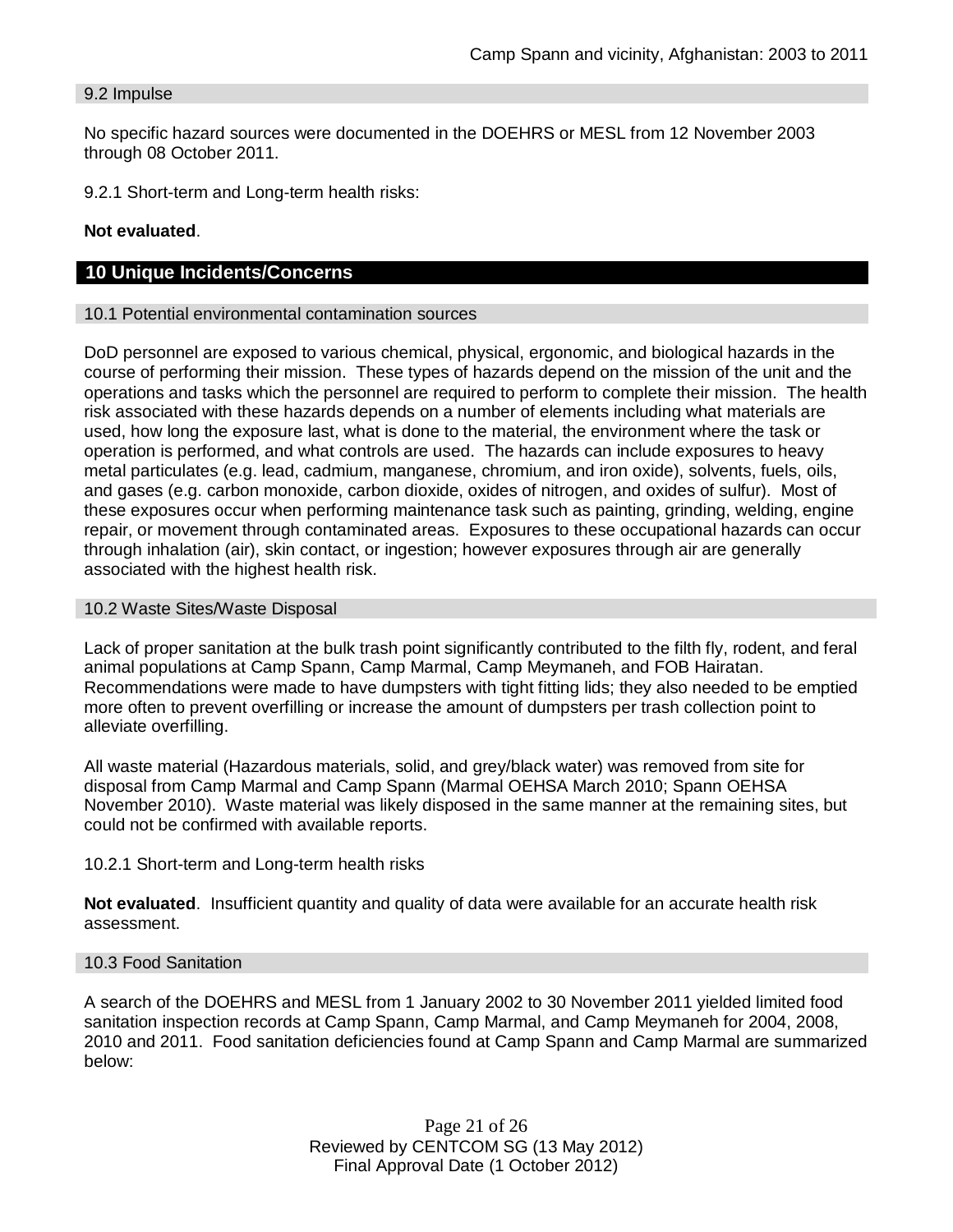### 9.2 Impulse

No specific hazard sources were documented in the DOEHRS or MESL from 12 November 2003 through 08 October 2011.

9.2.1 Short-term and Long-term health risks:

**Not evaluated**.

## 10 Unique Incidents/Concerns

### 10.1 Potential environmental contamination sources

DoD personnel are exposed to various chemical, physical, ergonomic, and biological hazards in the course of performing their mission. These types of hazards depend on the mission of the unit and the operations and tasks which the personnel are required to perform to complete their mission. The health risk associated with these hazards depends on a number of elements including what materials are used, how long the exposure last, what is done to the material, the environment where the task or operation is performed, and what controls are used. The hazards can include exposures to heavy metal particulates (e.g. lead, cadmium, manganese, chromium, and iron oxide), solvents, fuels, oils, and gases (e.g. carbon monoxide, carbon dioxide, oxides of nitrogen, and oxides of sulfur). Most of these exposures occur when performing maintenance task such as painting, grinding, welding, engine repair, or movement through contaminated areas. Exposures to these occupational hazards can occur through inhalation (air), skin contact, or ingestion; however exposures through air are generally associated with the highest health risk.

### 10.2 Waste Sites/Waste Disposal

Lack of proper sanitation at the bulk trash point significantly contributed to the filth fly, rodent, and feral animal populations at Camp Spann, Camp Marmal, Camp Meymaneh, and FOB Hairatan. Recommendations were made to have dumpsters with tight fitting lids; they also needed to be emptied more often to prevent overfilling or increase the amount of dumpsters per trash collection point to alleviate overfilling.

All waste material (Hazardous materials, solid, and grey/black water) was removed from site for disposal from Camp Marmal and Camp Spann (Marmal OEHSA March 2010; Spann OEHSA November 2010). Waste material was likely disposed in the same manner at the remaining sites, but could not be confirmed with available reports.

10.2.1 Short-term and Long-term health risks

**Not evaluated**. Insufficient quantity and quality of data were available for an accurate health risk assessment.

### 10.3 Food Sanitation

A search of the DOEHRS and MESL from 1 January 2002 to 30 November 2011 yielded limited food sanitation inspection records at Camp Spann, Camp Marmal, and Camp Meymaneh for 2004, 2008, 2010 and 2011. Food sanitation deficiencies found at Camp Spann and Camp Marmal are summarized below: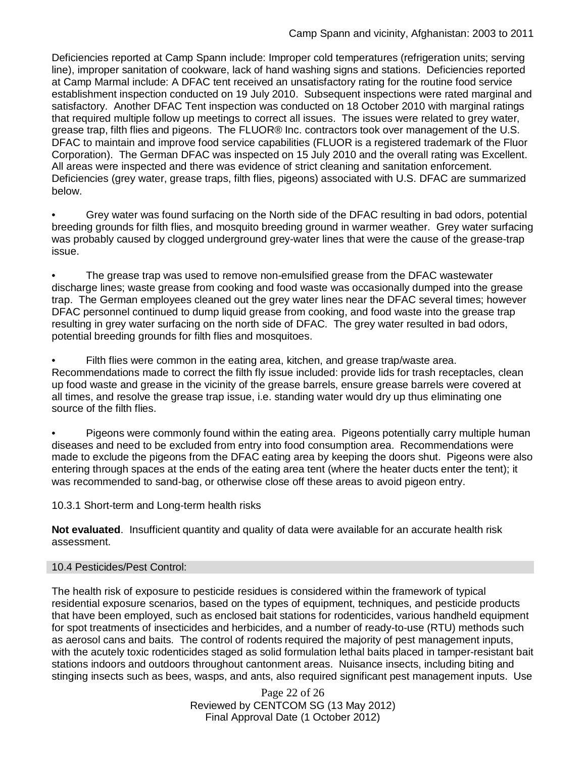Deficiencies reported at Camp Spann include: Improper cold temperatures (refrigeration units; serving line), improper sanitation of cookware, lack of hand washing signs and stations. Deficiencies reported at Camp Marmal include: A DFAC tent received an unsatisfactory rating for the routine food service establishment inspection conducted on 19 July 2010. Subsequent inspections were rated marginal and satisfactory. Another DFAC Tent inspection was conducted on 18 October 2010 with marginal ratings that required multiple follow up meetings to correct all issues. The issues were related to grey water, grease trap, filth flies and pigeons. The FLUOR® Inc. contractors took over management of the U.S. DFAC to maintain and improve food service capabilities (FLUOR is a registered trademark of the Fluor Corporation). The German DFAC was inspected on 15 July 2010 and the overall rating was Excellent. All areas were inspected and there was evidence of strict cleaning and sanitation enforcement. Deficiencies (grey water, grease traps, filth flies, pigeons) associated with U.S. DFAC are summarized below.

- Grey water was found surfacing on the North side of the DFAC resulting in bad odors, potential breeding grounds for filth flies, and mosquito breeding ground in warmer weather. Grey water surfacing was probably caused by clogged underground grey-water lines that were the cause of the grease-trap issue.

- The grease trap was used to remove non-emulsified grease from the DFAC wastewater discharge lines; waste grease from cooking and food waste was occasionally dumped into the grease trap. The German employees cleaned out the grey water lines near the DFAC several times; however DFAC personnel continued to dump liquid grease from cooking, and food waste into the grease trap resulting in grey water surfacing on the north side of DFAC. The grey water resulted in bad odors, potential breeding grounds for filth flies and mosquitoes.

- Filth flies were common in the eating area, kitchen, and grease trap/waste area. Recommendations made to correct the filth fly issue included: provide lids for trash receptacles, clean up food waste and grease in the vicinity of the grease barrels, ensure grease barrels were covered at all times, and resolve the grease trap issue, i.e. standing water would dry up thus eliminating one source of the filth flies.

- Pigeons were commonly found within the eating area. Pigeons potentially carry multiple human diseases and need to be excluded from entry into food consumption area. Recommendations were made to exclude the pigeons from the DFAC eating area by keeping the doors shut. Pigeons were also entering through spaces at the ends of the eating area tent (where the heater ducts enter the tent); it was recommended to sand-bag, or otherwise close off these areas to avoid pigeon entry.

#### 10.3.1 Short-term and Long-term health risks

**Not evaluated**. Insufficient quantity and quality of data were available for an accurate health risk assessment.

### 10.4 Pesticides/Pest Control:

The health risk of exposure to pesticide residues is considered within the framework of typical residential exposure scenarios, based on the types of equipment, techniques, and pesticide products that have been employed, such as enclosed bait stations for rodenticides, various handheld equipment for spot treatments of insecticides and herbicides, and a number of ready-to-use (RTU) methods such as aerosol cans and baits. The control of rodents required the majority of pest management inputs, with the acutely toxic rodenticides staged as solid formulation lethal baits placed in tamper-resistant bait stations indoors and outdoors throughout cantonment areas. Nuisance insects, including biting and stinging insects such as bees, wasps, and ants, also required significant pest management inputs. Use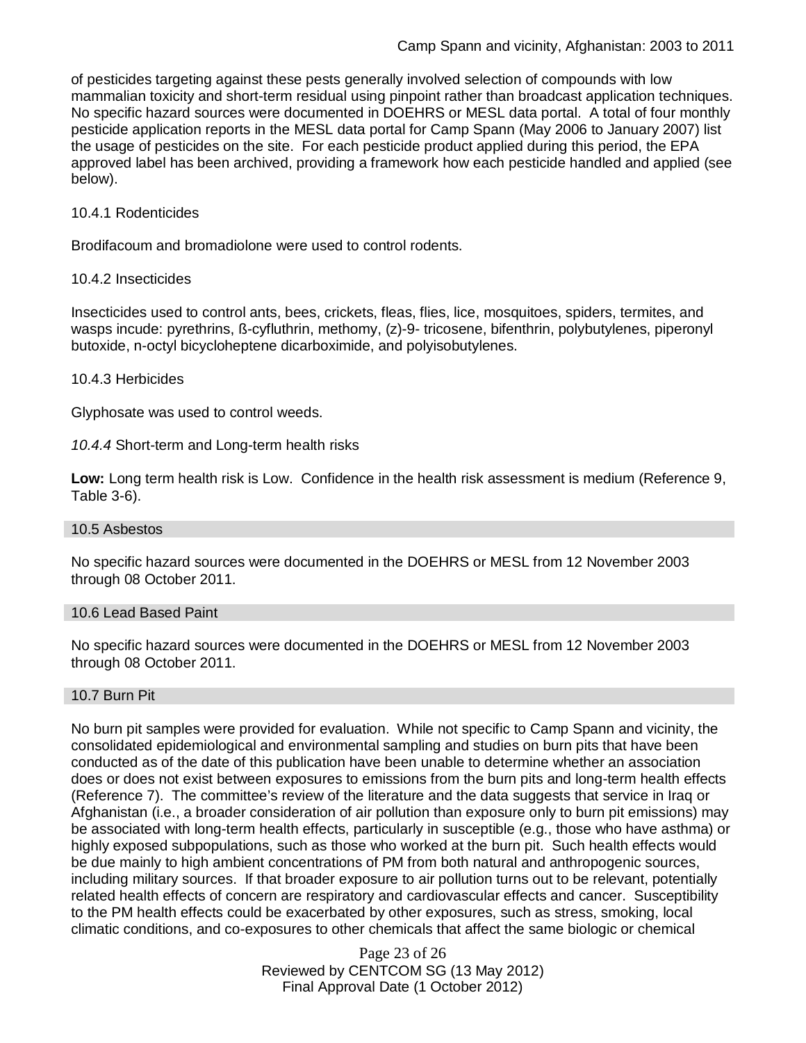of pesticides targeting against these pests generally involved selection of compounds with low mammalian toxicity and short-term residual using pinpoint rather than broadcast application techniques. No specific hazard sources were documented in DOEHRS or MESL data portal. A total of four monthly pesticide application reports in the MESL data portal for Camp Spann (May 2006 to January 2007) list the usage of pesticides on the site. For each pesticide product applied during this period, the EPA approved label has been archived, providing a framework how each pesticide handled and applied (see below).

#### 10.4.1 Rodenticides

Brodifacoum and bromadiolone were used to control rodents.

#### 10.4.2 Insecticides

Insecticides used to control ants, bees, crickets, fleas, flies, lice, mosquitoes, spiders, termites, and wasps incude: pyrethrins, ß-cyfluthrin, methomy, (z)-9- tricosene, bifenthrin, polybutylenes, piperonyl butoxide, n-octyl bicycloheptene dicarboximide, and polyisobutylenes.

#### 10.4.3 Herbicides

Glyphosate was used to control weeds.

#### *10.4.4* Short-term and Long-term health risks

**Low:** Long term health risk is Low. Confidence in the health risk assessment is medium (Reference 9, Table 3-6).

### 10.5 Asbestos

No specific hazard sources were documented in the DOEHRS or MESL from 12 November 2003 through 08 October 2011.

### 10.6 Lead Based Paint

No specific hazard sources were documented in the DOEHRS or MESL from 12 November 2003 through 08 October 2011.

### 10.7 Burn Pit

No burn pit samples were provided for evaluation. While not specific to Camp Spann and vicinity, the consolidated epidemiological and environmental sampling and studies on burn pits that have been conducted as of the date of this publication have been unable to determine whether an association does or does not exist between exposures to emissions from the burn pits and long-term health effects (Reference 7). The committee's review of the literature and the data suggests that service in Iraq or Afghanistan (i.e., a broader consideration of air pollution than exposure only to burn pit emissions) may be associated with long-term health effects, particularly in susceptible (e.g., those who have asthma) or highly exposed subpopulations, such as those who worked at the burn pit. Such health effects would be due mainly to high ambient concentrations of PM from both natural and anthropogenic sources, including military sources. If that broader exposure to air pollution turns out to be relevant, potentially related health effects of concern are respiratory and cardiovascular effects and cancer. Susceptibility to the PM health effects could be exacerbated by other exposures, such as stress, smoking, local climatic conditions, and co-exposures to other chemicals that affect the same biologic or chemical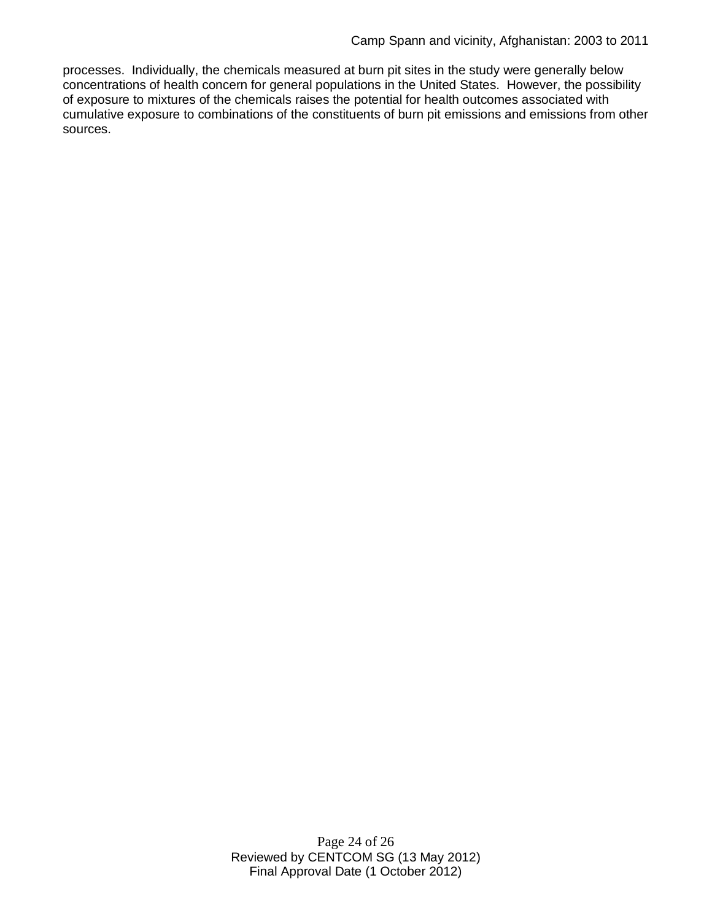processes. Individually, the chemicals measured at burn pit sites in the study were generally below concentrations of health concern for general populations in the United States. However, the possibility of exposure to mixtures of the chemicals raises the potential for health outcomes associated with cumulative exposure to combinations of the constituents of burn pit emissions and emissions from other sources.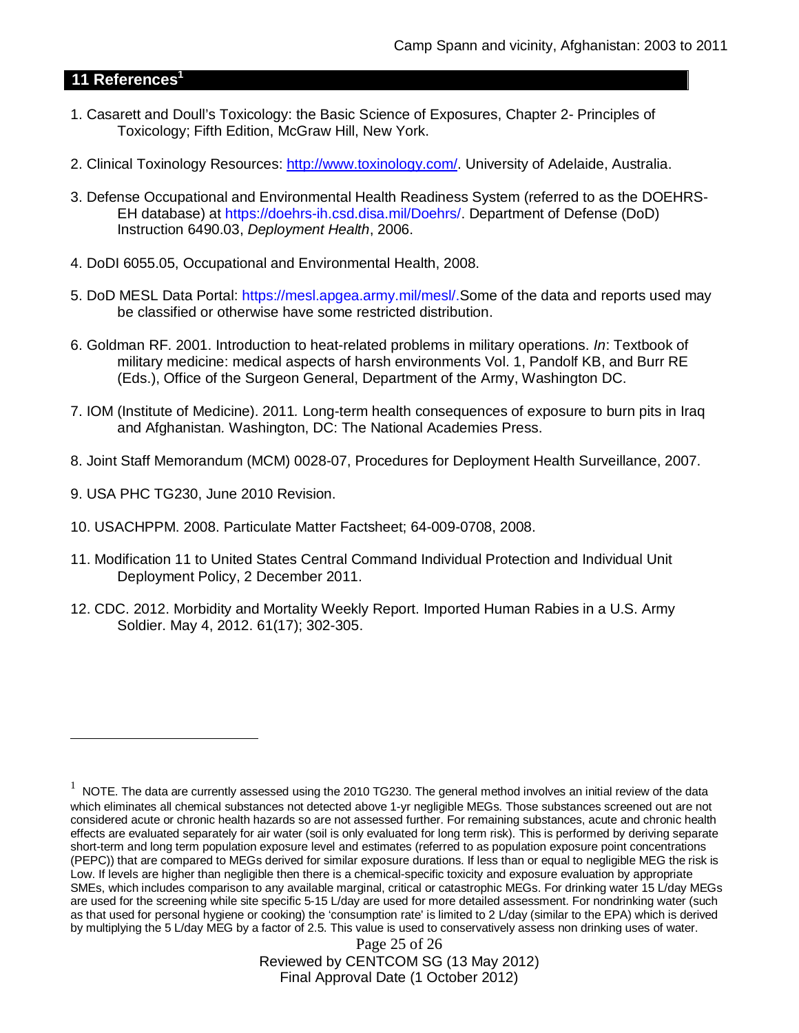## 11 References[1]

1. Casarett and Doull's Toxicology: the Basic Science of Exposures, Chapter 2- Principles of Toxicology; Fifth Edition, McGraw Hill, New York.

2. Clinical Toxinology Resources: http://www.toxinology.com/. University of Adelaide, Australia.

3. Defense Occupational and Environmental Health Readiness System (referred to as the DOEHRS-EH database) at https://doehrs-ih.csd.disa.mil/Doehrs/. Department of Defense (DoD) Instruction 6490.03, *Deployment Health*, 2006.

4. DoDI 6055.05, Occupational and Environmental Health, 2008.

5. DoD MESL Data Portal: https://mesl.apgea.army.mil/mesl/.Some of the data and reports used may be classified or otherwise have some restricted distribution.

6. Goldman RF. 2001. Introduction to heat-related problems in military operations. *In*: Textbook of military medicine: medical aspects of harsh environments Vol. 1, Pandolf KB, and Burr RE (Eds.), Office of the Surgeon General, Department of the Army, Washington DC.

7. IOM (Institute of Medicine). 2011*.* Long-term health consequences of exposure to burn pits in Iraq and Afghanistan*.* Washington, DC: The National Academies Press.

8. Joint Staff Memorandum (MCM) 0028-07, Procedures for Deployment Health Surveillance, 2007.

9. USA PHC TG230, June 2010 Revision.

10. USACHPPM. 2008. Particulate Matter Factsheet; 64-009-0708, 2008.

11. Modification 11 to United States Central Command Individual Protection and Individual Unit Deployment Policy, 2 December 2011.

12. CDC. 2012. Morbidity and Mortality Weekly Report. Imported Human Rabies in a U.S. Army Soldier. May 4, 2012. 61(17); 302-305.

---

[1] NOTE. The data are currently assessed using the 2010 TG230. The general method involves an initial review of the data which eliminates all chemical substances not detected above 1-yr negligible MEGs. Those substances screened out are not considered acute or chronic health hazards so are not assessed further. For remaining substances, acute and chronic health effects are evaluated separately for air water (soil is only evaluated for long term risk). This is performed by deriving separate short-term and long term population exposure level and estimates (referred to as population exposure point concentrations (PEPC)) that are compared to MEGs derived for similar exposure durations. If less than or equal to negligible MEG the risk is Low. If levels are higher than negligible then there is a chemical-specific toxicity and exposure evaluation by appropriate SMEs, which includes comparison to any available marginal, critical or catastrophic MEGs. For drinking water 15 L/day MEGs are used for the screening while site specific 5-15 L/day are used for more detailed assessment. For nondrinking water (such as that used for personal hygiene or cooking) the 'consumption rate' is limited to 2 L/day (similar to the EPA) which is derived by multiplying the 5 L/day MEG by a factor of 2.5. This value is used to conservatively assess non drinking uses of water.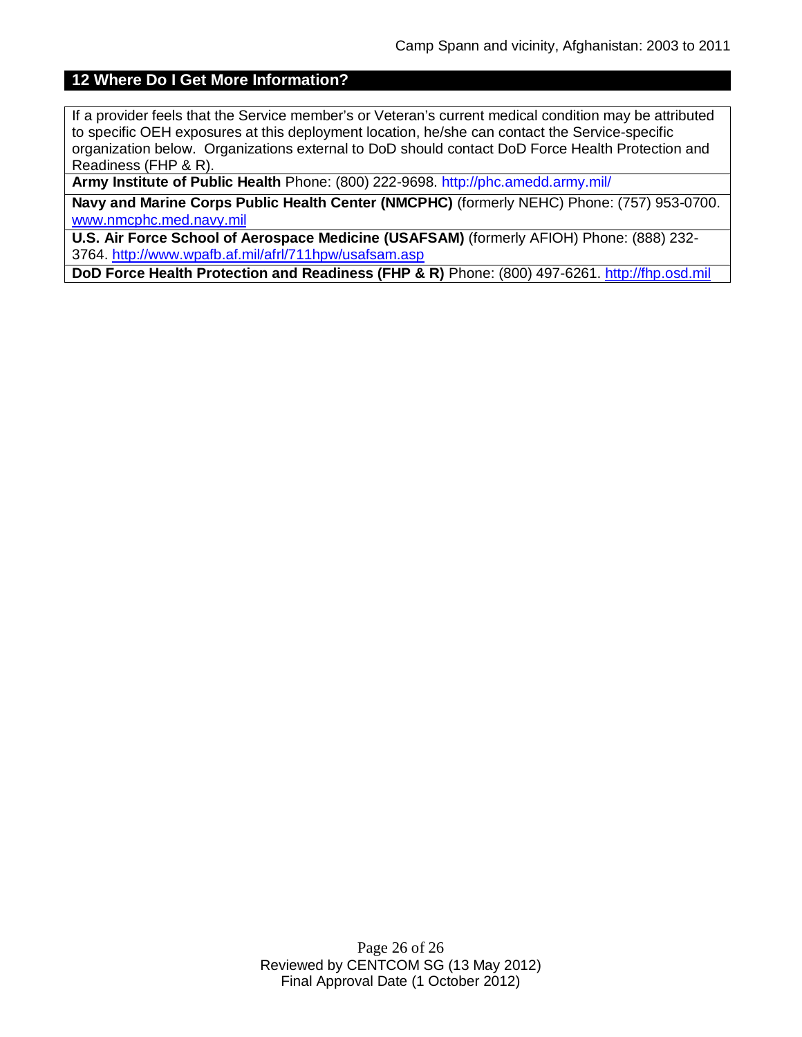## 12 Where Do I Get More Information?

If a provider feels that the Service member's or Veteran's current medical condition may be attributed to specific OEH exposures at this deployment location, he/she can contact the Service-specific organization below. Organizations external to DoD should contact DoD Force Health Protection and Readiness (FHP & R).

**Army Institute of Public Health** Phone: (800) 222-9698. http://phc.amedd.army.mil/

**Navy and Marine Corps Public Health Center (NMCPHC)** (formerly NEHC) Phone: (757) 953-0700. www.nmcphc.med.navy.mil

**U.S. Air Force School of Aerospace Medicine (USAFSAM)** (formerly AFIOH) Phone: (888) 232-3764. http://www.wpafb.af.mil/afrl/711hpw/usafsam.asp

**DoD Force Health Protection and Readiness (FHP & R)** Phone: (800) 497-6261. http://fhp.osd.mil

Reviewed by CENTCOM SG (13 May 2012)
Final Approval Date (1 October 2012)